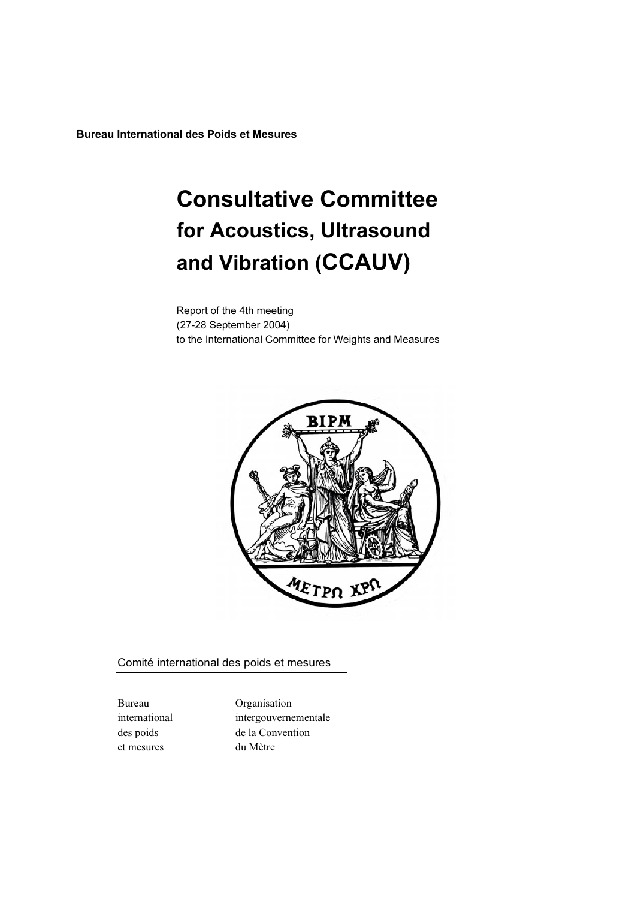**Bureau International des Poids et Mesures**

# Consultative Committee for Acoustics, Ultrasound and Vibration (CCAUV)

Report of the 4th meeting
(27-28 September 2004)
to the International Committee for Weights and Measures

Comité international des poids et mesures

| | |
|---|---|
| Bureau international des poids et mesures | Organisation intergouvernementale de la Convention du Mètre |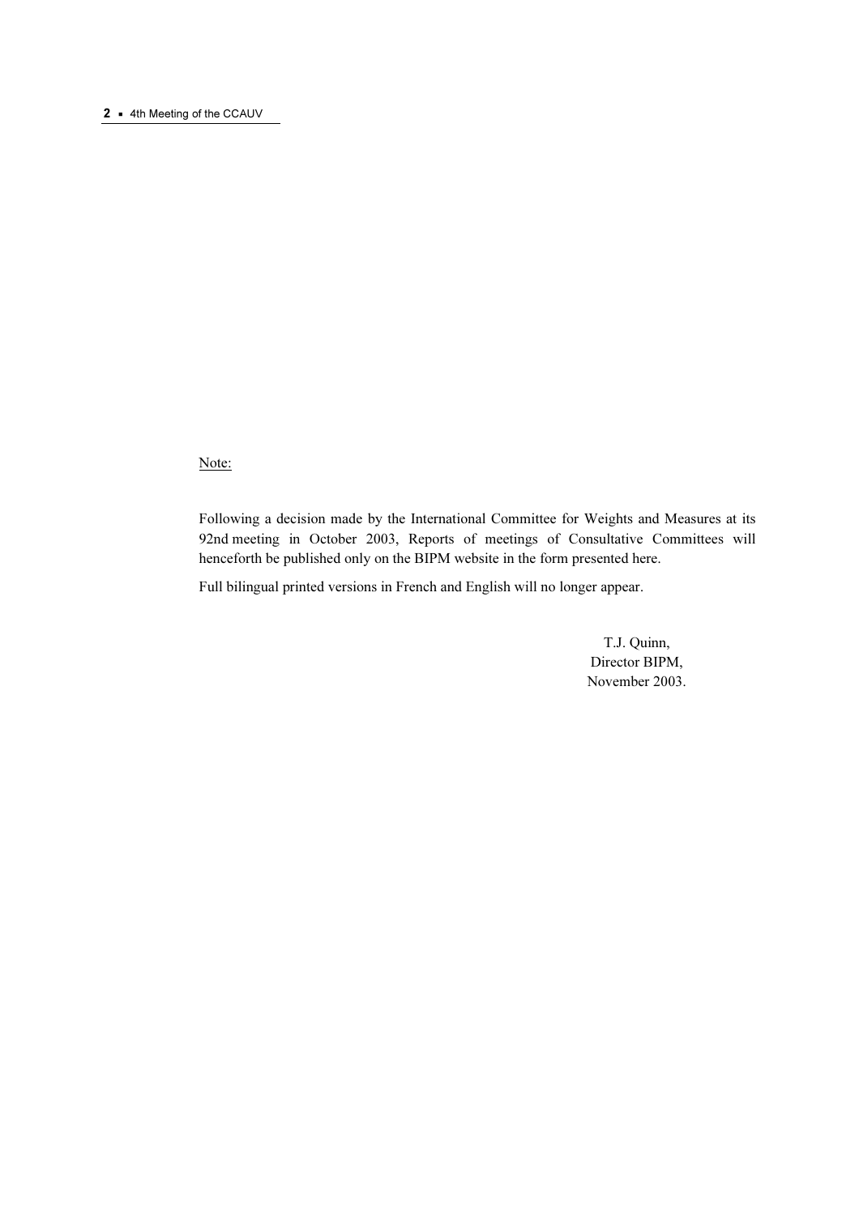Note:

Following a decision made by the International Committee for Weights and Measures at its 92nd meeting in October 2003, Reports of meetings of Consultative Committees will henceforth be published only on the BIPM website in the form presented here.

Full bilingual printed versions in French and English will no longer appear.

T.J. Quinn,
Director BIPM,
November 2003.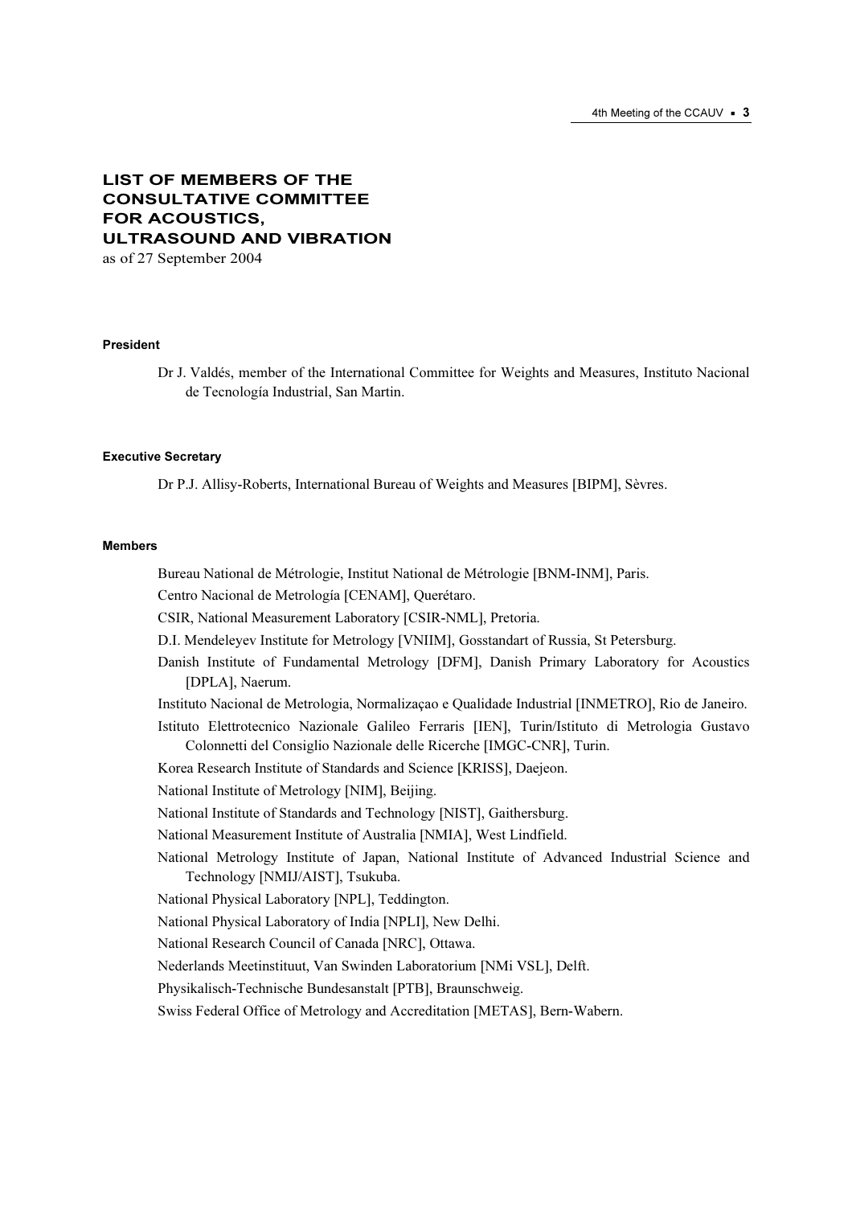# LIST OF MEMBERS OF THE CONSULTATIVE COMMITTEE FOR ACOUSTICS, ULTRASOUND AND VIBRATION

as of 27 September 2004

#### President

Dr J. Valdés, member of the International Committee for Weights and Measures, Instituto Nacional de Tecnología Industrial, San Martin.

#### Executive Secretary

Dr P.J. Allisy-Roberts, International Bureau of Weights and Measures [BIPM], Sèvres.

#### Members

Bureau National de Métrologie, Institut National de Métrologie [BNM-INM], Paris.

Centro Nacional de Metrología [CENAM], Querétaro.

CSIR, National Measurement Laboratory [CSIR-NML], Pretoria.

D.I. Mendeleyev Institute for Metrology [VNIIM], Gosstandart of Russia, St Petersburg.

Danish Institute of Fundamental Metrology [DFM], Danish Primary Laboratory for Acoustics [DPLA], Naerum.

Instituto Nacional de Metrologia, Normalizaçao e Qualidade Industrial [INMETRO], Rio de Janeiro.

Istituto Elettrotecnico Nazionale Galileo Ferraris [IEN], Turin/Istituto di Metrologia Gustavo Colonnetti del Consiglio Nazionale delle Ricerche [IMGC-CNR], Turin.

Korea Research Institute of Standards and Science [KRISS], Daejeon.

National Institute of Metrology [NIM], Beijing.

National Institute of Standards and Technology [NIST], Gaithersburg.

National Measurement Institute of Australia [NMIA], West Lindfield.

National Metrology Institute of Japan, National Institute of Advanced Industrial Science and Technology [NMIJ/AIST], Tsukuba.

National Physical Laboratory [NPL], Teddington.

National Physical Laboratory of India [NPLI], New Delhi.

National Research Council of Canada [NRC], Ottawa.

Nederlands Meetinstituut, Van Swinden Laboratorium [NMi VSL], Delft.

Physikalisch-Technische Bundesanstalt [PTB], Braunschweig.

Swiss Federal Office of Metrology and Accreditation [METAS], Bern-Wabern.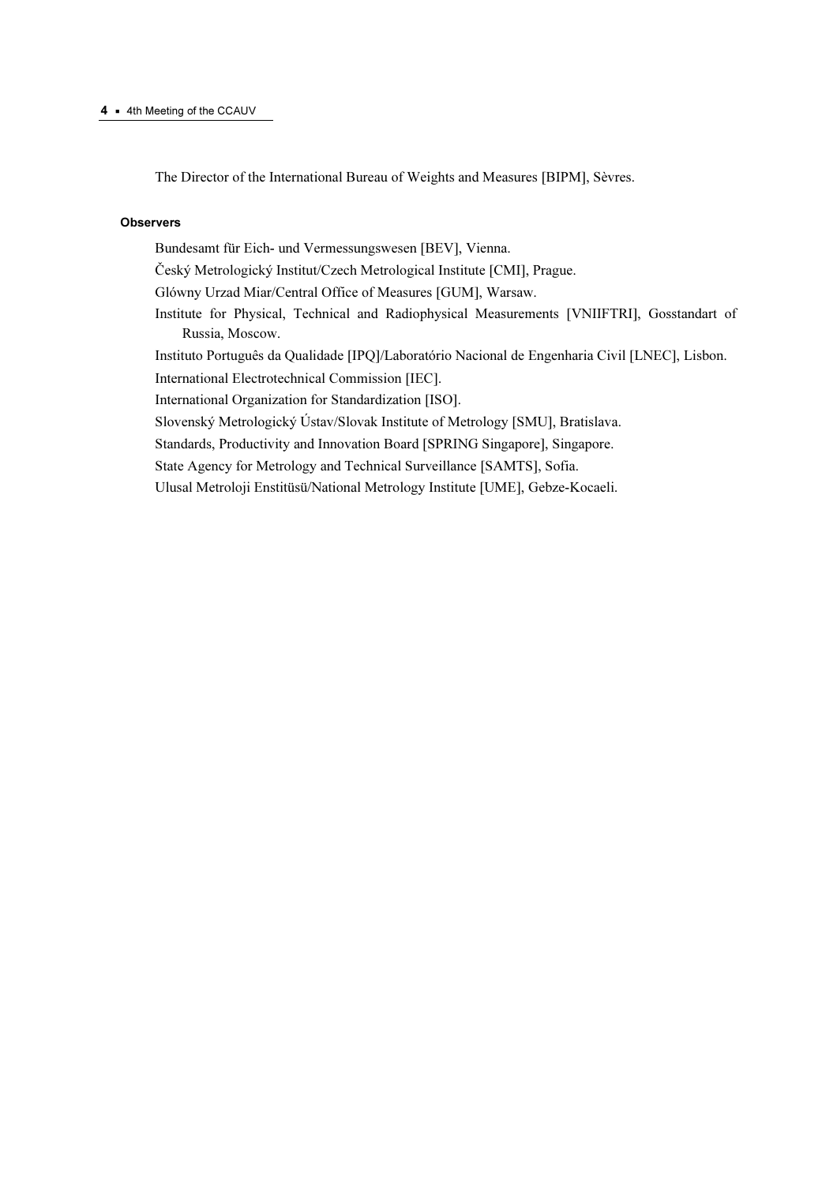The Director of the International Bureau of Weights and Measures [BIPM], Sèvres.

**Observers**

Bundesamt für Eich- und Vermessungswesen [BEV], Vienna.

Český Metrologický Institut/Czech Metrological Institute [CMI], Prague.

Glówny Urzad Miar/Central Office of Measures [GUM], Warsaw.

Institute for Physical, Technical and Radiophysical Measurements [VNIIFTRI], Gosstandart of Russia, Moscow.

Instituto Português da Qualidade [IPQ]/Laboratório Nacional de Engenharia Civil [LNEC], Lisbon.

International Electrotechnical Commission [IEC].

International Organization for Standardization [ISO].

Slovenský Metrologický Ústav/Slovak Institute of Metrology [SMU], Bratislava.

Standards, Productivity and Innovation Board [SPRING Singapore], Singapore.

State Agency for Metrology and Technical Surveillance [SAMTS], Sofia.

Ulusal Metroloji Enstitüsü/National Metrology Institute [UME], Gebze-Kocaeli.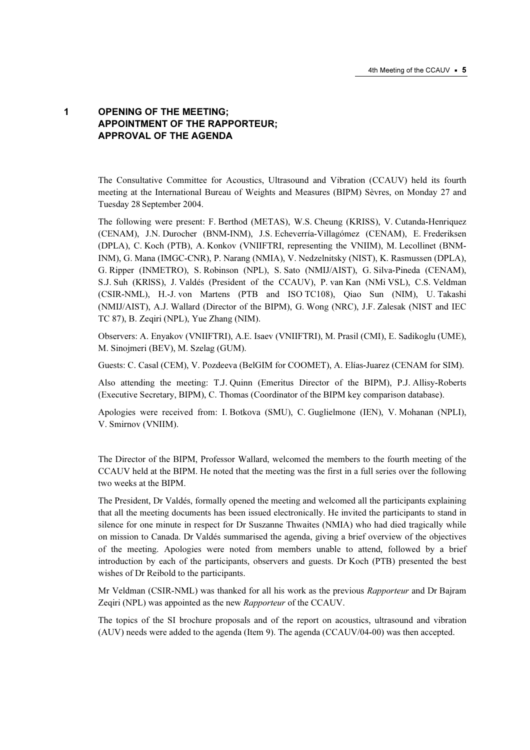# 1 OPENING OF THE MEETING; APPOINTMENT OF THE RAPPORTEUR; APPROVAL OF THE AGENDA

The Consultative Committee for Acoustics, Ultrasound and Vibration (CCAUV) held its fourth meeting at the International Bureau of Weights and Measures (BIPM) Sèvres, on Monday 27 and Tuesday 28 September 2004.

The following were present: F. Berthod (METAS), W.S. Cheung (KRISS), V. Cutanda-Henriquez (CENAM), J.N. Durocher (BNM-INM), J.S. Echeverría-Villagómez (CENAM), E. Frederiksen (DPLA), C. Koch (PTB), A. Konkov (VNIIFTRI, representing the VNIIM), M. Lecollinet (BNM-INM), G. Mana (IMGC-CNR), P. Narang (NMIA), V. Nedzelnitsky (NIST), K. Rasmussen (DPLA), G. Ripper (INMETRO), S. Robinson (NPL), S. Sato (NMIJ/AIST), G. Silva-Pineda (CENAM), S.J. Suh (KRlSS), J. Valdés (President of the CCAUV), P. van Kan (NMi VSL), C.S. Veldman (CSIR-NML), H.-J. von Martens (PTB and ISO TC108), Qiao Sun (NIM), U. Takashi (NMIJ/AIST), A.J. Wallard (Director of the BIPM), G. Wong (NRC), J.F. Zalesak (NIST and IEC TC 87), B. Zeqiri (NPL), Yue Zhang (NIM).

Observers: A. Enyakov (VNIIFTRI), A.E. Isaev (VNIIFTRI), M. Prasil (CMI), E. Sadikoglu (UME), M. Sinojmeri (BEV), M. Szelag (GUM).

Guests: C. Casal (CEM), V. Pozdeeva (BelGIM for COOMET), A. Elías-Juarez (CENAM for SIM).

Also attending the meeting: T.J. Quinn (Emeritus Director of the BIPM), P.J. Allisy-Roberts (Executive Secretary, BIPM), C. Thomas (Coordinator of the BIPM key comparison database).

Apologies were received from: I. Botkova (SMU), C. Guglielmone (IEN), V. Mohanan (NPLI), V. Smirnov (VNIIM).

The Director of the BIPM, Professor Wallard, welcomed the members to the fourth meeting of the CCAUV held at the BIPM. He noted that the meeting was the first in a full series over the following two weeks at the BIPM.

The President, Dr Valdés, formally opened the meeting and welcomed all the participants explaining that all the meeting documents has been issued electronically. He invited the participants to stand in silence for one minute in respect for Dr Suszanne Thwaites (NMIA) who had died tragically while on mission to Canada. Dr Valdés summarised the agenda, giving a brief overview of the objectives of the meeting. Apologies were noted from members unable to attend, followed by a brief introduction by each of the participants, observers and guests. Dr Koch (PTB) presented the best wishes of Dr Reibold to the participants.

Mr Veldman (CSIR-NML) was thanked for all his work as the previous *Rapporteur* and Dr Bajram Zeqiri (NPL) was appointed as the new *Rapporteur* of the CCAUV.

The topics of the SI brochure proposals and of the report on acoustics, ultrasound and vibration (AUV) needs were added to the agenda (Item 9). The agenda (CCAUV/04-00) was then accepted.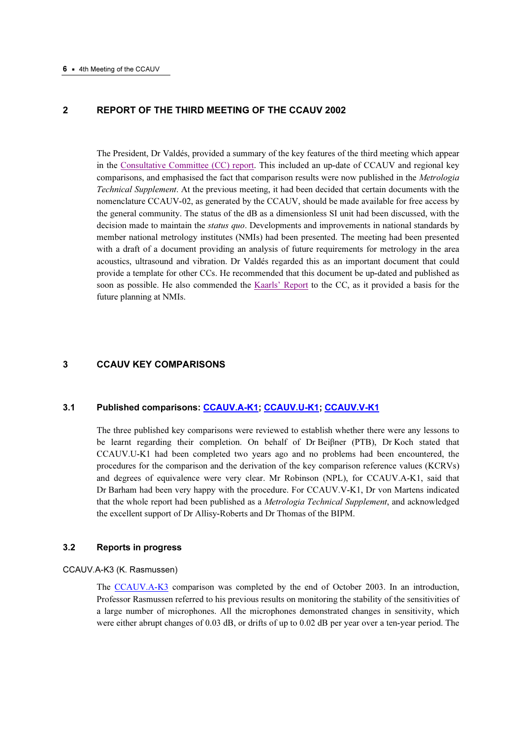## 2 REPORT OF THE THIRD MEETING OF THE CCAUV 2002

The President, Dr Valdés, provided a summary of the key features of the third meeting which appear in the Consultative Committee (CC) report. This included an up-date of CCAUV and regional key comparisons, and emphasised the fact that comparison results were now published in the *Metrologia Technical Supplement*. At the previous meeting, it had been decided that certain documents with the nomenclature CCAUV-02, as generated by the CCAUV, should be made available for free access by the general community. The status of the dB as a dimensionless SI unit had been discussed, with the decision made to maintain the *status quo*. Developments and improvements in national standards by member national metrology institutes (NMIs) had been presented. The meeting had been presented with a draft of a document providing an analysis of future requirements for metrology in the area acoustics, ultrasound and vibration. Dr Valdés regarded this as an important document that could provide a template for other CCs. He recommended that this document be up-dated and published as soon as possible. He also commended the Kaarls' Report to the CC, as it provided a basis for the future planning at NMIs.

## 3 CCAUV KEY COMPARISONS

### 3.1 Published comparisons: CCAUV.A-K1; CCAUV.U-K1; CCAUV.V-K1

The three published key comparisons were reviewed to establish whether there were any lessons to be learnt regarding their completion. On behalf of Dr Beiβner (PTB), Dr Koch stated that CCAUV.U-K1 had been completed two years ago and no problems had been encountered, the procedures for the comparison and the derivation of the key comparison reference values (KCRVs) and degrees of equivalence were very clear. Mr Robinson (NPL), for CCAUV.A-K1, said that Dr Barham had been very happy with the procedure. For CCAUV.V-K1, Dr von Martens indicated that the whole report had been published as a *Metrologia Technical Supplement*, and acknowledged the excellent support of Dr Allisy-Roberts and Dr Thomas of the BIPM.

### 3.2 Reports in progress

CCAUV.A-K3 (K. Rasmussen)

The CCAUV.A-K3 comparison was completed by the end of October 2003. In an introduction, Professor Rasmussen referred to his previous results on monitoring the stability of the sensitivities of a large number of microphones. All the microphones demonstrated changes in sensitivity, which were either abrupt changes of 0.03 dB, or drifts of up to 0.02 dB per year over a ten-year period. The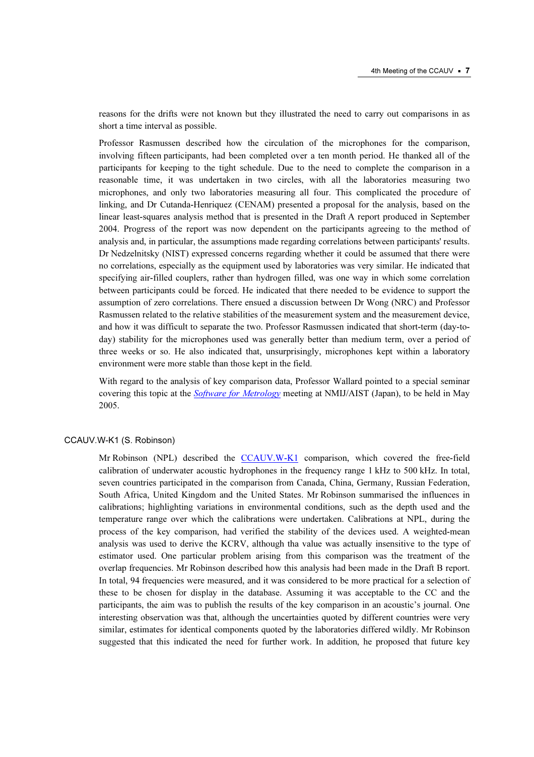reasons for the drifts were not known but they illustrated the need to carry out comparisons in as short a time interval as possible.

Professor Rasmussen described how the circulation of the microphones for the comparison, involving fifteen participants, had been completed over a ten month period. He thanked all of the participants for keeping to the tight schedule. Due to the need to complete the comparison in a reasonable time, it was undertaken in two circles, with all the laboratories measuring two microphones, and only two laboratories measuring all four. This complicated the procedure of linking, and Dr Cutanda-Henriquez (CENAM) presented a proposal for the analysis, based on the linear least-squares analysis method that is presented in the Draft A report produced in September 2004. Progress of the report was now dependent on the participants agreeing to the method of analysis and, in particular, the assumptions made regarding correlations between participants' results. Dr Nedzelnitsky (NIST) expressed concerns regarding whether it could be assumed that there were no correlations, especially as the equipment used by laboratories was very similar. He indicated that specifying air-filled couplers, rather than hydrogen filled, was one way in which some correlation between participants could be forced. He indicated that there needed to be evidence to support the assumption of zero correlations. There ensued a discussion between Dr Wong (NRC) and Professor Rasmussen related to the relative stabilities of the measurement system and the measurement device, and how it was difficult to separate the two. Professor Rasmussen indicated that short-term (day-to-day) stability for the microphones used was generally better than medium term, over a period of three weeks or so. He also indicated that, unsurprisingly, microphones kept within a laboratory environment were more stable than those kept in the field.

With regard to the analysis of key comparison data, Professor Wallard pointed to a special seminar covering this topic at the *Software for Metrology* meeting at NMIJ/AIST (Japan), to be held in May 2005.

## CCAUV.W-K1 (S. Robinson)

Mr Robinson (NPL) described the CCAUV.W-K1 comparison, which covered the free-field calibration of underwater acoustic hydrophones in the frequency range 1 kHz to 500 kHz. In total, seven countries participated in the comparison from Canada, China, Germany, Russian Federation, South Africa, United Kingdom and the United States. Mr Robinson summarised the influences in calibrations; highlighting variations in environmental conditions, such as the depth used and the temperature range over which the calibrations were undertaken. Calibrations at NPL, during the process of the key comparison, had verified the stability of the devices used. A weighted-mean analysis was used to derive the KCRV, although tha value was actually insensitive to the type of estimator used. One particular problem arising from this comparison was the treatment of the overlap frequencies. Mr Robinson described how this analysis had been made in the Draft B report. In total, 94 frequencies were measured, and it was considered to be more practical for a selection of these to be chosen for display in the database. Assuming it was acceptable to the CC and the participants, the aim was to publish the results of the key comparison in an acoustic's journal. One interesting observation was that, although the uncertainties quoted by different countries were very similar, estimates for identical components quoted by the laboratories differed wildly. Mr Robinson suggested that this indicated the need for further work. In addition, he proposed that future key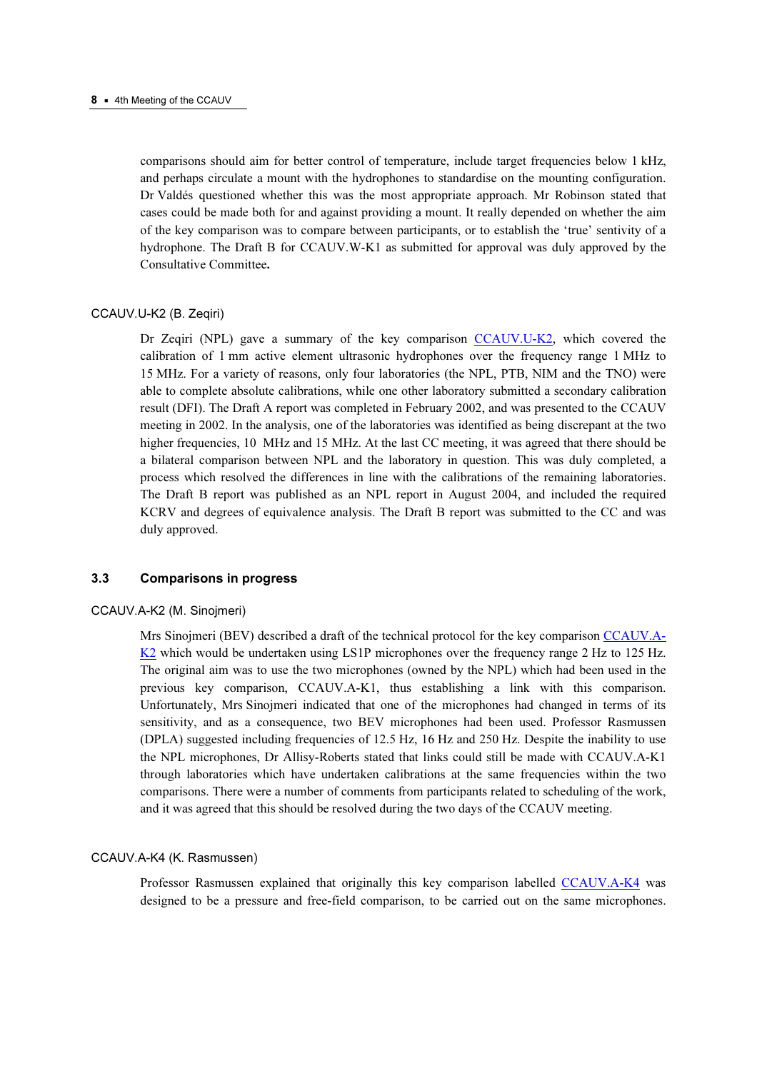comparisons should aim for better control of temperature, include target frequencies below 1 kHz, and perhaps circulate a mount with the hydrophones to standardise on the mounting configuration. Dr Valdés questioned whether this was the most appropriate approach. Mr Robinson stated that cases could be made both for and against providing a mount. It really depended on whether the aim of the key comparison was to compare between participants, or to establish the 'true' sentivity of a hydrophone. The Draft B for CCAUV.W-K1 as submitted for approval was duly approved by the Consultative Committee**.**

CCAUV.U-K2 (B. Zeqiri)

Dr Zeqiri (NPL) gave a summary of the key comparison CCAUV.U-K2, which covered the calibration of 1 mm active element ultrasonic hydrophones over the frequency range 1 MHz to 15 MHz. For a variety of reasons, only four laboratories (the NPL, PTB, NIM and the TNO) were able to complete absolute calibrations, while one other laboratory submitted a secondary calibration result (DFI). The Draft A report was completed in February 2002, and was presented to the CCAUV meeting in 2002. In the analysis, one of the laboratories was identified as being discrepant at the two higher frequencies, 10 MHz and 15 MHz. At the last CC meeting, it was agreed that there should be a bilateral comparison between NPL and the laboratory in question. This was duly completed, a process which resolved the differences in line with the calibrations of the remaining laboratories. The Draft B report was published as an NPL report in August 2004, and included the required KCRV and degrees of equivalence analysis. The Draft B report was submitted to the CC and was duly approved.

### 3.3 Comparisons in progress

CCAUV.A-K2 (M. Sinojmeri)

Mrs Sinojmeri (BEV) described a draft of the technical protocol for the key comparison CCAUV.A-K2 which would be undertaken using LS1P microphones over the frequency range 2 Hz to 125 Hz. The original aim was to use the two microphones (owned by the NPL) which had been used in the previous key comparison, CCAUV.A-K1, thus establishing a link with this comparison. Unfortunately, Mrs Sinojmeri indicated that one of the microphones had changed in terms of its sensitivity, and as a consequence, two BEV microphones had been used. Professor Rasmussen (DPLA) suggested including frequencies of 12.5 Hz, 16 Hz and 250 Hz. Despite the inability to use the NPL microphones, Dr Allisy-Roberts stated that links could still be made with CCAUV.A-K1 through laboratories which have undertaken calibrations at the same frequencies within the two comparisons. There were a number of comments from participants related to scheduling of the work, and it was agreed that this should be resolved during the two days of the CCAUV meeting.

CCAUV.A-K4 (K. Rasmussen)

Professor Rasmussen explained that originally this key comparison labelled CCAUV.A-K4 was designed to be a pressure and free-field comparison, to be carried out on the same microphones.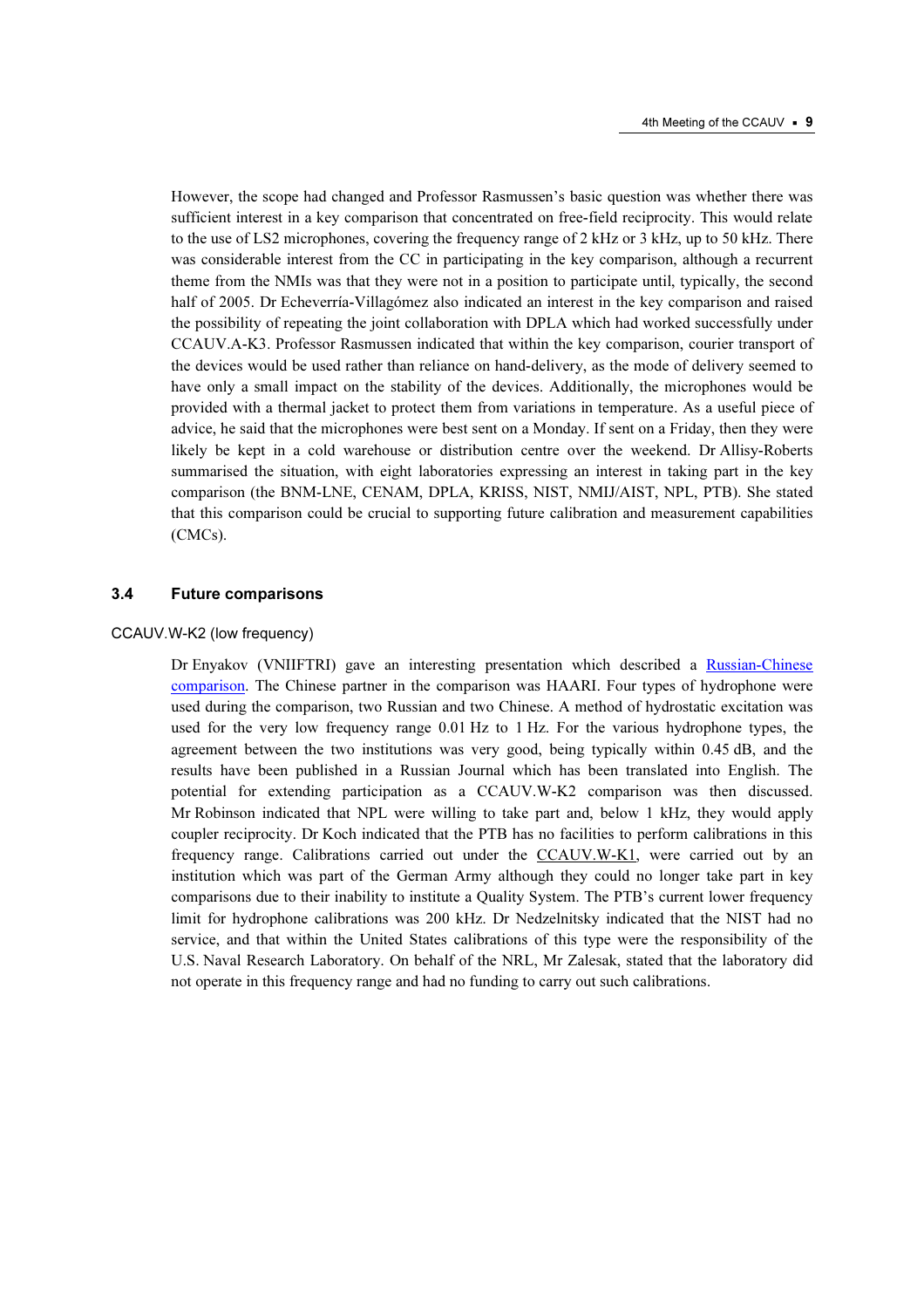However, the scope had changed and Professor Rasmussen's basic question was whether there was sufficient interest in a key comparison that concentrated on free-field reciprocity. This would relate to the use of LS2 microphones, covering the frequency range of 2 kHz or 3 kHz, up to 50 kHz. There was considerable interest from the CC in participating in the key comparison, although a recurrent theme from the NMIs was that they were not in a position to participate until, typically, the second half of 2005. Dr Echeverría-Villagómez also indicated an interest in the key comparison and raised the possibility of repeating the joint collaboration with DPLA which had worked successfully under CCAUV.A-K3. Professor Rasmussen indicated that within the key comparison, courier transport of the devices would be used rather than reliance on hand-delivery, as the mode of delivery seemed to have only a small impact on the stability of the devices. Additionally, the microphones would be provided with a thermal jacket to protect them from variations in temperature. As a useful piece of advice, he said that the microphones were best sent on a Monday. If sent on a Friday, then they were likely be kept in a cold warehouse or distribution centre over the weekend. Dr Allisy-Roberts summarised the situation, with eight laboratories expressing an interest in taking part in the key comparison (the BNM-LNE, CENAM, DPLA, KRISS, NIST, NMIJ/AIST, NPL, PTB). She stated that this comparison could be crucial to supporting future calibration and measurement capabilities (CMCs).

### 3.4 Future comparisons

CCAUV.W-K2 (low frequency)

Dr Enyakov (VNIIFTRI) gave an interesting presentation which described a Russian-Chinese comparison. The Chinese partner in the comparison was HAARI. Four types of hydrophone were used during the comparison, two Russian and two Chinese. A method of hydrostatic excitation was used for the very low frequency range 0.01 Hz to 1 Hz. For the various hydrophone types, the agreement between the two institutions was very good, being typically within 0.45 dB, and the results have been published in a Russian Journal which has been translated into English. The potential for extending participation as a CCAUV.W-K2 comparison was then discussed. Mr Robinson indicated that NPL were willing to take part and, below 1 kHz, they would apply coupler reciprocity. Dr Koch indicated that the PTB has no facilities to perform calibrations in this frequency range. Calibrations carried out under the CCAUV.W-K1, were carried out by an institution which was part of the German Army although they could no longer take part in key comparisons due to their inability to institute a Quality System. The PTB's current lower frequency limit for hydrophone calibrations was 200 kHz. Dr Nedzelnitsky indicated that the NIST had no service, and that within the United States calibrations of this type were the responsibility of the U.S. Naval Research Laboratory. On behalf of the NRL, Mr Zalesak, stated that the laboratory did not operate in this frequency range and had no funding to carry out such calibrations.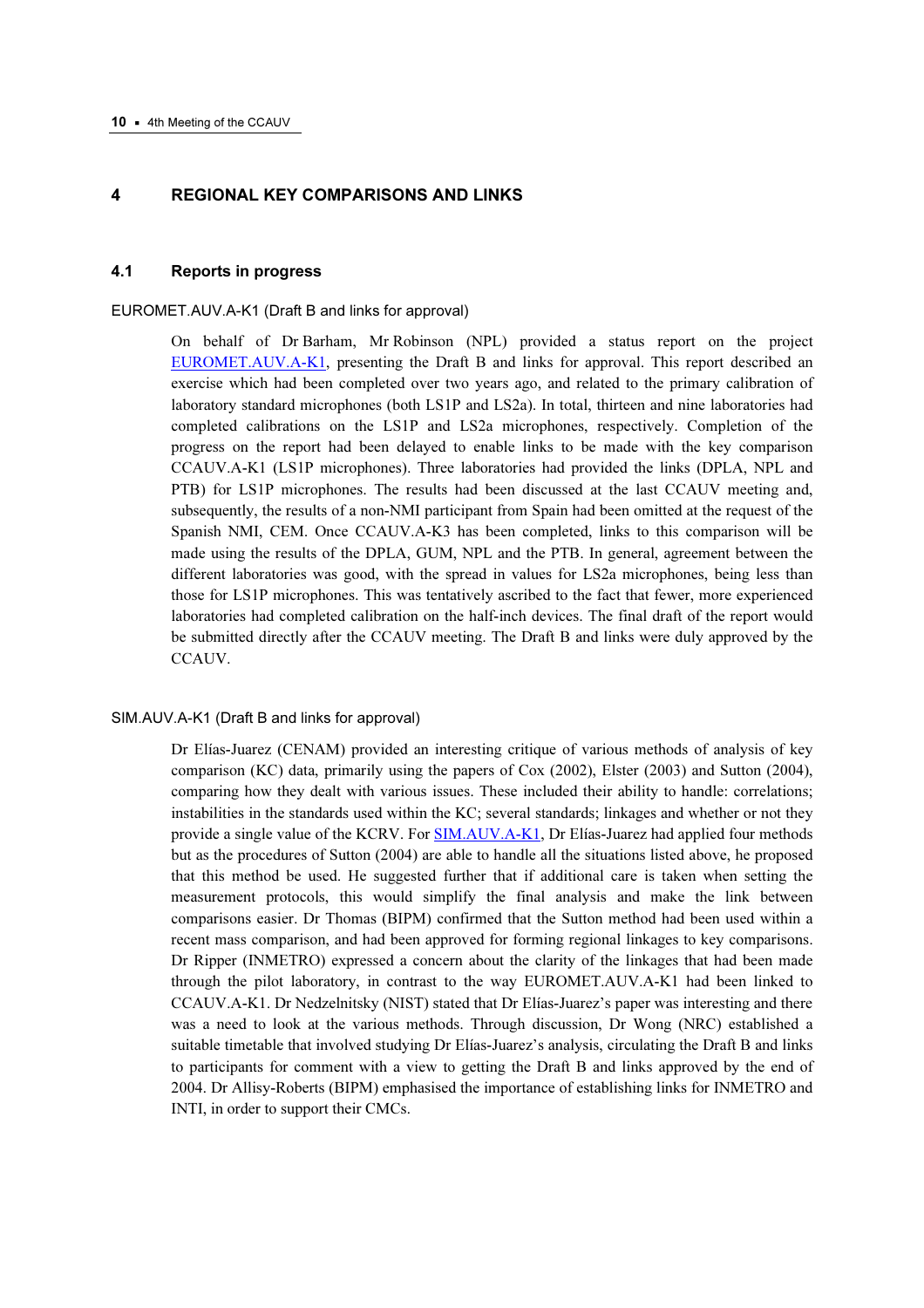## 4 REGIONAL KEY COMPARISONS AND LINKS

### 4.1 Reports in progress

EUROMET.AUV.A-K1 (Draft B and links for approval)

On behalf of Dr Barham, Mr Robinson (NPL) provided a status report on the project EUROMET.AUV.A-K1, presenting the Draft B and links for approval. This report described an exercise which had been completed over two years ago, and related to the primary calibration of laboratory standard microphones (both LS1P and LS2a). In total, thirteen and nine laboratories had completed calibrations on the LS1P and LS2a microphones, respectively. Completion of the progress on the report had been delayed to enable links to be made with the key comparison CCAUV.A-K1 (LS1P microphones). Three laboratories had provided the links (DPLA, NPL and PTB) for LS1P microphones. The results had been discussed at the last CCAUV meeting and, subsequently, the results of a non-NMI participant from Spain had been omitted at the request of the Spanish NMI, CEM. Once CCAUV.A-K3 has been completed, links to this comparison will be made using the results of the DPLA, GUM, NPL and the PTB. In general, agreement between the different laboratories was good, with the spread in values for LS2a microphones, being less than those for LS1P microphones. This was tentatively ascribed to the fact that fewer, more experienced laboratories had completed calibration on the half-inch devices. The final draft of the report would be submitted directly after the CCAUV meeting. The Draft B and links were duly approved by the CCAUV.

SIM.AUV.A-K1 (Draft B and links for approval)

Dr Elías-Juarez (CENAM) provided an interesting critique of various methods of analysis of key comparison (KC) data, primarily using the papers of Cox (2002), Elster (2003) and Sutton (2004), comparing how they dealt with various issues. These included their ability to handle: correlations; instabilities in the standards used within the KC; several standards; linkages and whether or not they provide a single value of the KCRV. For SIM.AUV.A-K1, Dr Elías-Juarez had applied four methods but as the procedures of Sutton (2004) are able to handle all the situations listed above, he proposed that this method be used. He suggested further that if additional care is taken when setting the measurement protocols, this would simplify the final analysis and make the link between comparisons easier. Dr Thomas (BIPM) confirmed that the Sutton method had been used within a recent mass comparison, and had been approved for forming regional linkages to key comparisons. Dr Ripper (INMETRO) expressed a concern about the clarity of the linkages that had been made through the pilot laboratory, in contrast to the way EUROMET.AUV.A-K1 had been linked to CCAUV.A-K1. Dr Nedzelnitsky (NIST) stated that Dr Elías-Juarez's paper was interesting and there was a need to look at the various methods. Through discussion, Dr Wong (NRC) established a suitable timetable that involved studying Dr Elías-Juarez's analysis, circulating the Draft B and links to participants for comment with a view to getting the Draft B and links approved by the end of 2004. Dr Allisy-Roberts (BIPM) emphasised the importance of establishing links for INMETRO and INTI, in order to support their CMCs.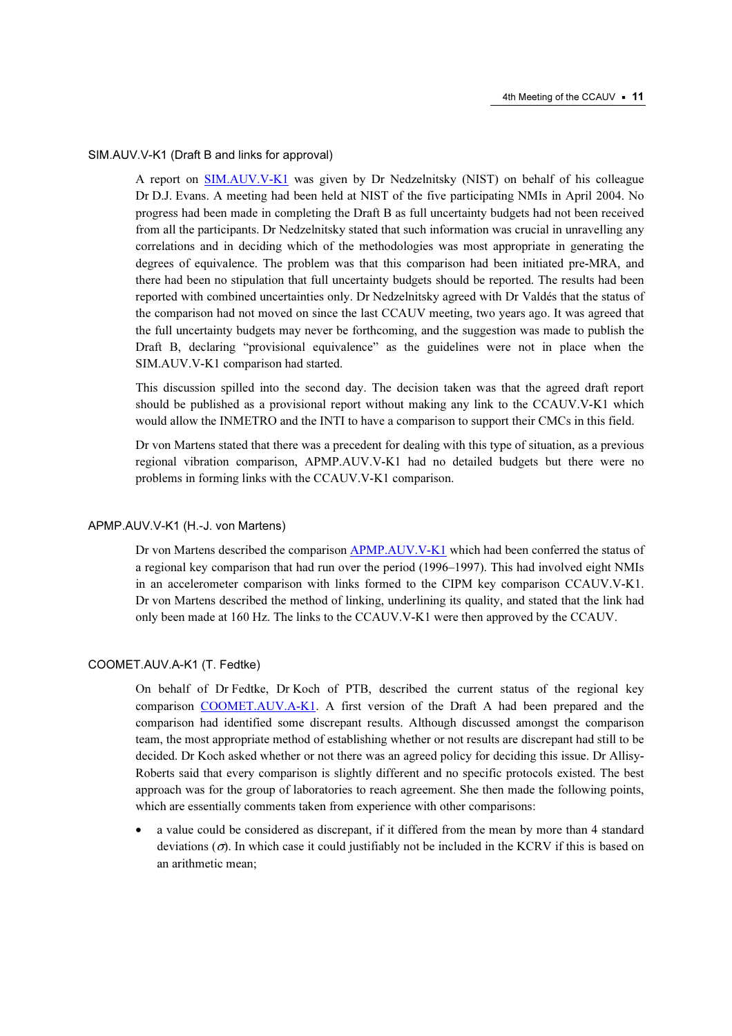### SIM.AUV.V-K1 (Draft B and links for approval)

A report on SIM.AUV.V-K1 was given by Dr Nedzelnitsky (NIST) on behalf of his colleague Dr D.J. Evans. A meeting had been held at NIST of the five participating NMIs in April 2004. No progress had been made in completing the Draft B as full uncertainty budgets had not been received from all the participants. Dr Nedzelnitsky stated that such information was crucial in unravelling any correlations and in deciding which of the methodologies was most appropriate in generating the degrees of equivalence. The problem was that this comparison had been initiated pre-MRA, and there had been no stipulation that full uncertainty budgets should be reported. The results had been reported with combined uncertainties only. Dr Nedzelnitsky agreed with Dr Valdés that the status of the comparison had not moved on since the last CCAUV meeting, two years ago. It was agreed that the full uncertainty budgets may never be forthcoming, and the suggestion was made to publish the Draft B, declaring "provisional equivalence" as the guidelines were not in place when the SIM.AUV.V-K1 comparison had started.

This discussion spilled into the second day. The decision taken was that the agreed draft report should be published as a provisional report without making any link to the CCAUV.V-K1 which would allow the INMETRO and the INTI to have a comparison to support their CMCs in this field.

Dr von Martens stated that there was a precedent for dealing with this type of situation, as a previous regional vibration comparison, APMP.AUV.V-K1 had no detailed budgets but there were no problems in forming links with the CCAUV.V-K1 comparison.

### APMP.AUV.V-K1 (H.-J. von Martens)

Dr von Martens described the comparison APMP.AUV.V-K1 which had been conferred the status of a regional key comparison that had run over the period (1996–1997). This had involved eight NMIs in an accelerometer comparison with links formed to the CIPM key comparison CCAUV.V-K1. Dr von Martens described the method of linking, underlining its quality, and stated that the link had only been made at 160 Hz. The links to the CCAUV.V-K1 were then approved by the CCAUV.

### COOMET.AUV.A-K1 (T. Fedtke)

On behalf of Dr Fedtke, Dr Koch of PTB, described the current status of the regional key comparison COOMET.AUV.A-K1. A first version of the Draft A had been prepared and the comparison had identified some discrepant results. Although discussed amongst the comparison team, the most appropriate method of establishing whether or not results are discrepant had still to be decided. Dr Koch asked whether or not there was an agreed policy for deciding this issue. Dr Allisy-Roberts said that every comparison is slightly different and no specific protocols existed. The best approach was for the group of laboratories to reach agreement. She then made the following points, which are essentially comments taken from experience with other comparisons:

- a value could be considered as discrepant, if it differed from the mean by more than 4 standard deviations ($\sigma$). In which case it could justifiably not be included in the KCRV if this is based on an arithmetic mean;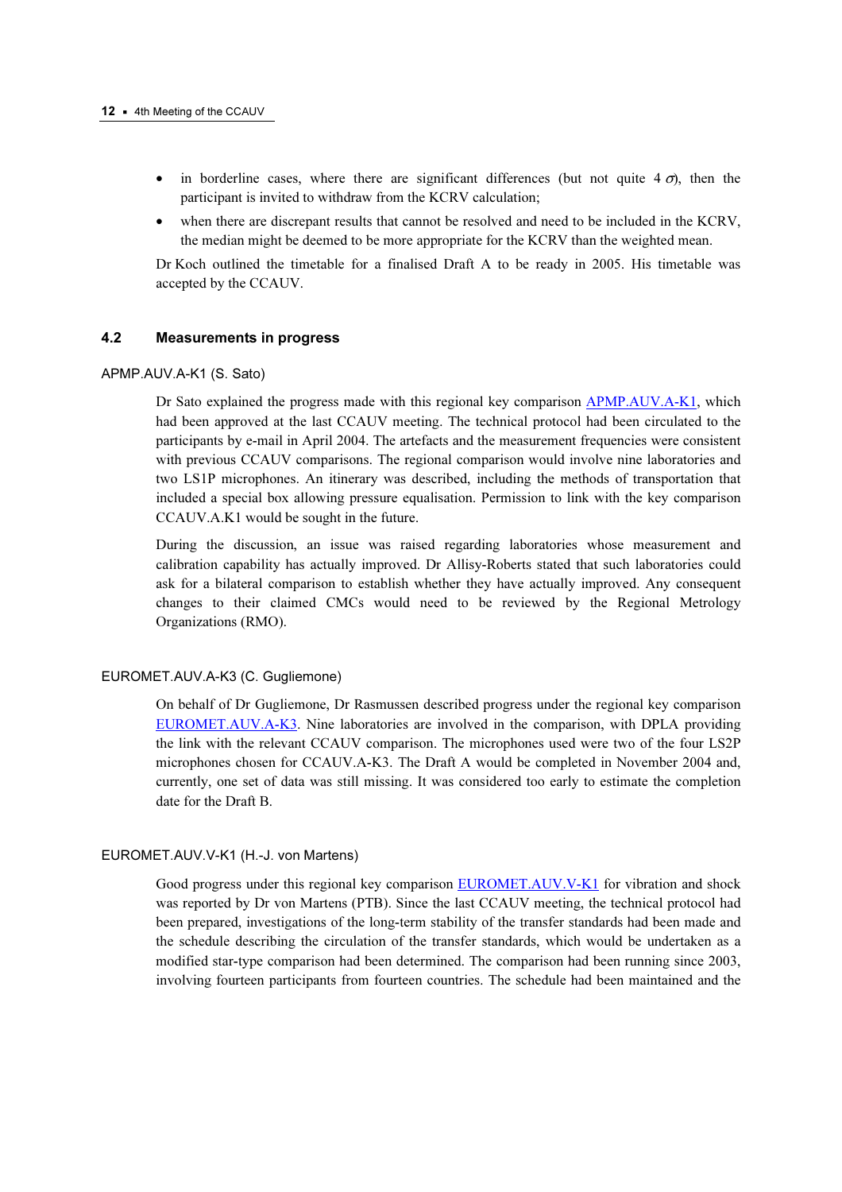- in borderline cases, where there are significant differences (but not quite 4 $\sigma$), then the participant is invited to withdraw from the KCRV calculation;
- when there are discrepant results that cannot be resolved and need to be included in the KCRV, the median might be deemed to be more appropriate for the KCRV than the weighted mean.

Dr Koch outlined the timetable for a finalised Draft A to be ready in 2005. His timetable was accepted by the CCAUV.

## 4.2 Measurements in progress

APMP.AUV.A-K1 (S. Sato)

Dr Sato explained the progress made with this regional key comparison APMP.AUV.A-K1, which had been approved at the last CCAUV meeting. The technical protocol had been circulated to the participants by e-mail in April 2004. The artefacts and the measurement frequencies were consistent with previous CCAUV comparisons. The regional comparison would involve nine laboratories and two LS1P microphones. An itinerary was described, including the methods of transportation that included a special box allowing pressure equalisation. Permission to link with the key comparison CCAUV.A.K1 would be sought in the future.

During the discussion, an issue was raised regarding laboratories whose measurement and calibration capability has actually improved. Dr Allisy-Roberts stated that such laboratories could ask for a bilateral comparison to establish whether they have actually improved. Any consequent changes to their claimed CMCs would need to be reviewed by the Regional Metrology Organizations (RMO).

EUROMET.AUV.A-K3 (C. Gugliemone)

On behalf of Dr Gugliemone, Dr Rasmussen described progress under the regional key comparison EUROMET.AUV.A-K3. Nine laboratories are involved in the comparison, with DPLA providing the link with the relevant CCAUV comparison. The microphones used were two of the four LS2P microphones chosen for CCAUV.A-K3. The Draft A would be completed in November 2004 and, currently, one set of data was still missing. It was considered too early to estimate the completion date for the Draft B.

EUROMET.AUV.V-K1 (H.-J. von Martens)

Good progress under this regional key comparison EUROMET.AUV.V-K1 for vibration and shock was reported by Dr von Martens (PTB). Since the last CCAUV meeting, the technical protocol had been prepared, investigations of the long-term stability of the transfer standards had been made and the schedule describing the circulation of the transfer standards, which would be undertaken as a modified star-type comparison had been determined. The comparison had been running since 2003, involving fourteen participants from fourteen countries. The schedule had been maintained and the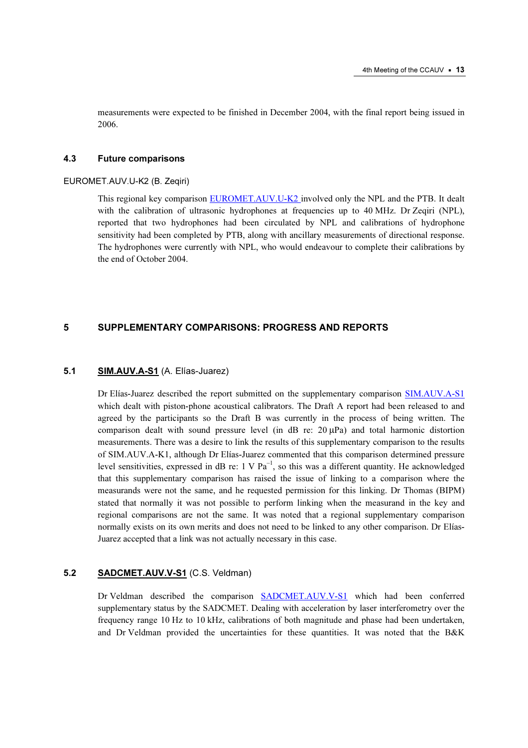measurements were expected to be finished in December 2004, with the final report being issued in 2006.

### 4.3 Future comparisons

EUROMET.AUV.U-K2 (B. Zeqiri)

This regional key comparison EUROMET.AUV.U-K2 involved only the NPL and the PTB. It dealt with the calibration of ultrasonic hydrophones at frequencies up to 40 MHz. Dr Zeqiri (NPL), reported that two hydrophones had been circulated by NPL and calibrations of hydrophone sensitivity had been completed by PTB, along with ancillary measurements of directional response. The hydrophones were currently with NPL, who would endeavour to complete their calibrations by the end of October 2004.

## 5 SUPPLEMENTARY COMPARISONS: PROGRESS AND REPORTS

### 5.1 SIM.AUV.A-S1 (A. Elías-Juarez)

Dr Elías-Juarez described the report submitted on the supplementary comparison SIM.AUV.A-S1 which dealt with piston-phone acoustical calibrators. The Draft A report had been released to and agreed by the participants so the Draft B was currently in the process of being written. The comparison dealt with sound pressure level (in dB re: 20 µPa) and total harmonic distortion measurements. There was a desire to link the results of this supplementary comparison to the results of SIM.AUV.A-K1, although Dr Elías-Juarez commented that this comparison determined pressure level sensitivities, expressed in dB re: 1 V Pa$^{-1}$, so this was a different quantity. He acknowledged that this supplementary comparison has raised the issue of linking to a comparison where the measurands were not the same, and he requested permission for this linking. Dr Thomas (BIPM) stated that normally it was not possible to perform linking when the measurand in the key and regional comparisons are not the same. It was noted that a regional supplementary comparison normally exists on its own merits and does not need to be linked to any other comparison. Dr Elías-Juarez accepted that a link was not actually necessary in this case.

### 5.2 SADCMET.AUV.V-S1 (C.S. Veldman)

Dr Veldman described the comparison SADCMET.AUV.V-S1 which had been conferred supplementary status by the SADCMET. Dealing with acceleration by laser interferometry over the frequency range 10 Hz to 10 kHz, calibrations of both magnitude and phase had been undertaken, and Dr Veldman provided the uncertainties for these quantities. It was noted that the B&K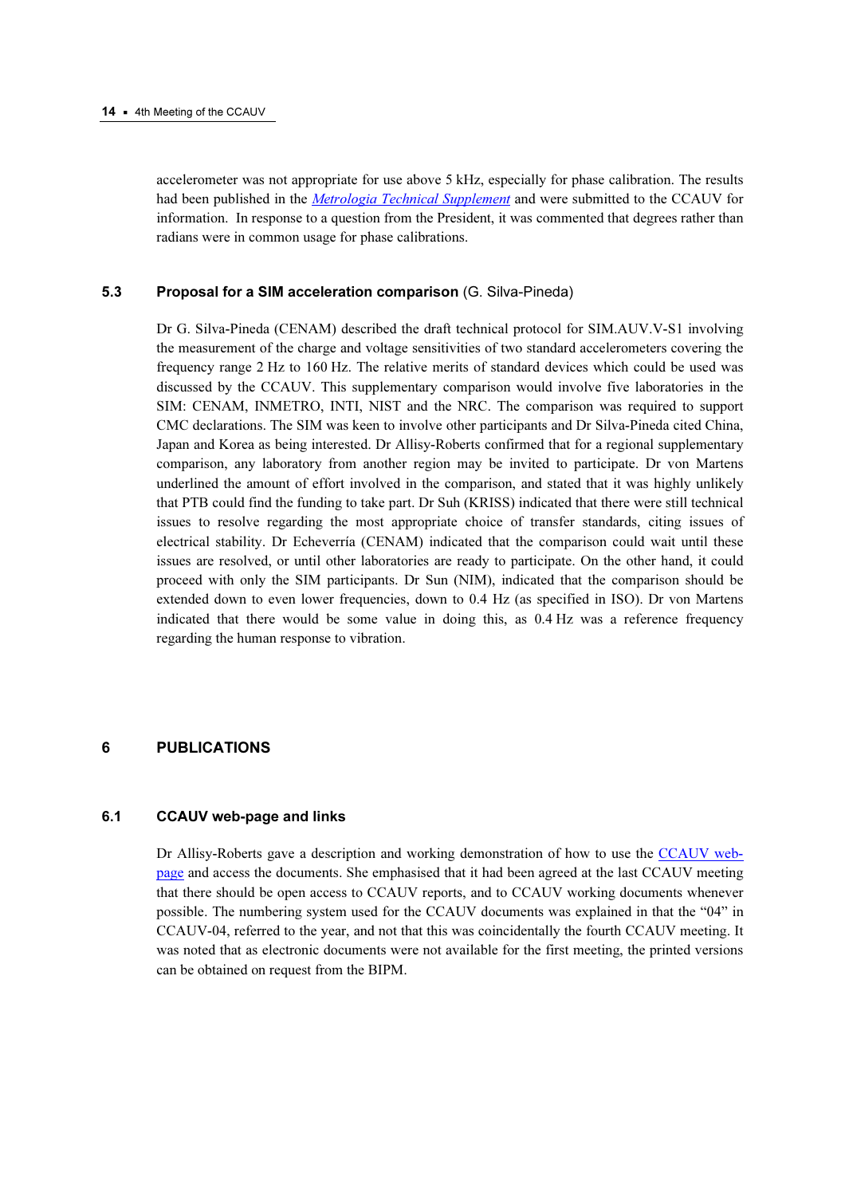accelerometer was not appropriate for use above 5 kHz, especially for phase calibration. The results had been published in the *Metrologia Technical Supplement* and were submitted to the CCAUV for information. In response to a question from the President, it was commented that degrees rather than radians were in common usage for phase calibrations.

### 5.3 Proposal for a SIM acceleration comparison (G. Silva-Pineda)

Dr G. Silva-Pineda (CENAM) described the draft technical protocol for SIM.AUV.V-S1 involving the measurement of the charge and voltage sensitivities of two standard accelerometers covering the frequency range 2 Hz to 160 Hz. The relative merits of standard devices which could be used was discussed by the CCAUV. This supplementary comparison would involve five laboratories in the SIM: CENAM, INMETRO, INTI, NIST and the NRC. The comparison was required to support CMC declarations. The SIM was keen to involve other participants and Dr Silva-Pineda cited China, Japan and Korea as being interested. Dr Allisy-Roberts confirmed that for a regional supplementary comparison, any laboratory from another region may be invited to participate. Dr von Martens underlined the amount of effort involved in the comparison, and stated that it was highly unlikely that PTB could find the funding to take part. Dr Suh (KRISS) indicated that there were still technical issues to resolve regarding the most appropriate choice of transfer standards, citing issues of electrical stability. Dr Echeverría (CENAM) indicated that the comparison could wait until these issues are resolved, or until other laboratories are ready to participate. On the other hand, it could proceed with only the SIM participants. Dr Sun (NIM), indicated that the comparison should be extended down to even lower frequencies, down to 0.4 Hz (as specified in ISO). Dr von Martens indicated that there would be some value in doing this, as 0.4 Hz was a reference frequency regarding the human response to vibration.

## 6 PUBLICATIONS

### 6.1 CCAUV web-page and links

Dr Allisy-Roberts gave a description and working demonstration of how to use the CCAUV web-page and access the documents. She emphasised that it had been agreed at the last CCAUV meeting that there should be open access to CCAUV reports, and to CCAUV working documents whenever possible. The numbering system used for the CCAUV documents was explained in that the "04" in CCAUV-04, referred to the year, and not that this was coincidentally the fourth CCAUV meeting. It was noted that as electronic documents were not available for the first meeting, the printed versions can be obtained on request from the BIPM.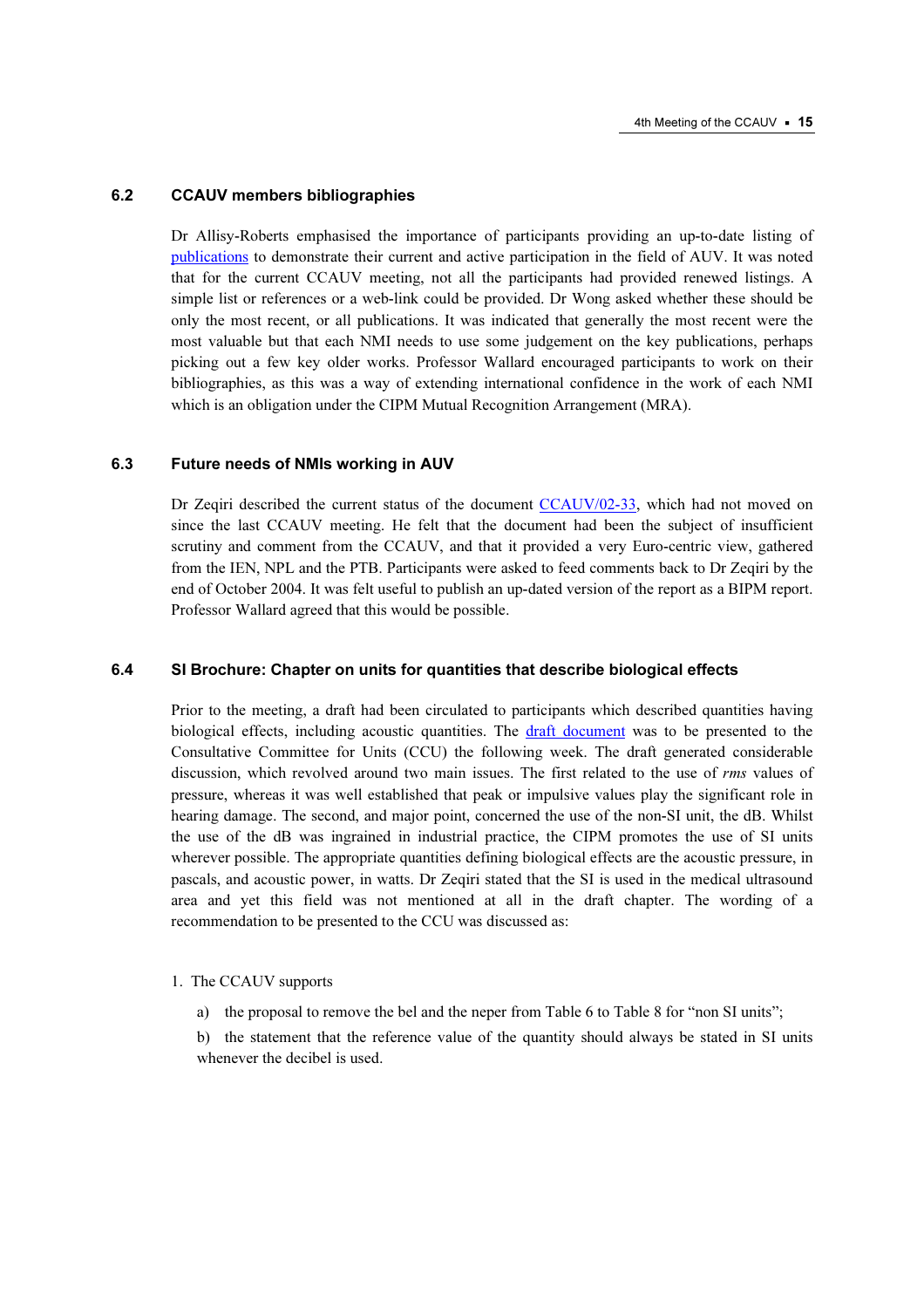## 6.2 CCAUV members bibliographies

Dr Allisy-Roberts emphasised the importance of participants providing an up-to-date listing of publications to demonstrate their current and active participation in the field of AUV. It was noted that for the current CCAUV meeting, not all the participants had provided renewed listings. A simple list or references or a web-link could be provided. Dr Wong asked whether these should be only the most recent, or all publications. It was indicated that generally the most recent were the most valuable but that each NMI needs to use some judgement on the key publications, perhaps picking out a few key older works. Professor Wallard encouraged participants to work on their bibliographies, as this was a way of extending international confidence in the work of each NMI which is an obligation under the CIPM Mutual Recognition Arrangement (MRA).

## 6.3 Future needs of NMIs working in AUV

Dr Zeqiri described the current status of the document CCAUV/02-33, which had not moved on since the last CCAUV meeting. He felt that the document had been the subject of insufficient scrutiny and comment from the CCAUV, and that it provided a very Euro-centric view, gathered from the IEN, NPL and the PTB. Participants were asked to feed comments back to Dr Zeqiri by the end of October 2004. It was felt useful to publish an up-dated version of the report as a BIPM report. Professor Wallard agreed that this would be possible.

## 6.4 SI Brochure: Chapter on units for quantities that describe biological effects

Prior to the meeting, a draft had been circulated to participants which described quantities having biological effects, including acoustic quantities. The draft document was to be presented to the Consultative Committee for Units (CCU) the following week. The draft generated considerable discussion, which revolved around two main issues. The first related to the use of *rms* values of pressure, whereas it was well established that peak or impulsive values play the significant role in hearing damage. The second, and major point, concerned the use of the non-SI unit, the dB. Whilst the use of the dB was ingrained in industrial practice, the CIPM promotes the use of SI units wherever possible. The appropriate quantities defining biological effects are the acoustic pressure, in pascals, and acoustic power, in watts. Dr Zeqiri stated that the SI is used in the medical ultrasound area and yet this field was not mentioned at all in the draft chapter. The wording of a recommendation to be presented to the CCU was discussed as:

1. The CCAUV supports

   a) the proposal to remove the bel and the neper from Table 6 to Table 8 for "non SI units";

   b) the statement that the reference value of the quantity should always be stated in SI units whenever the decibel is used.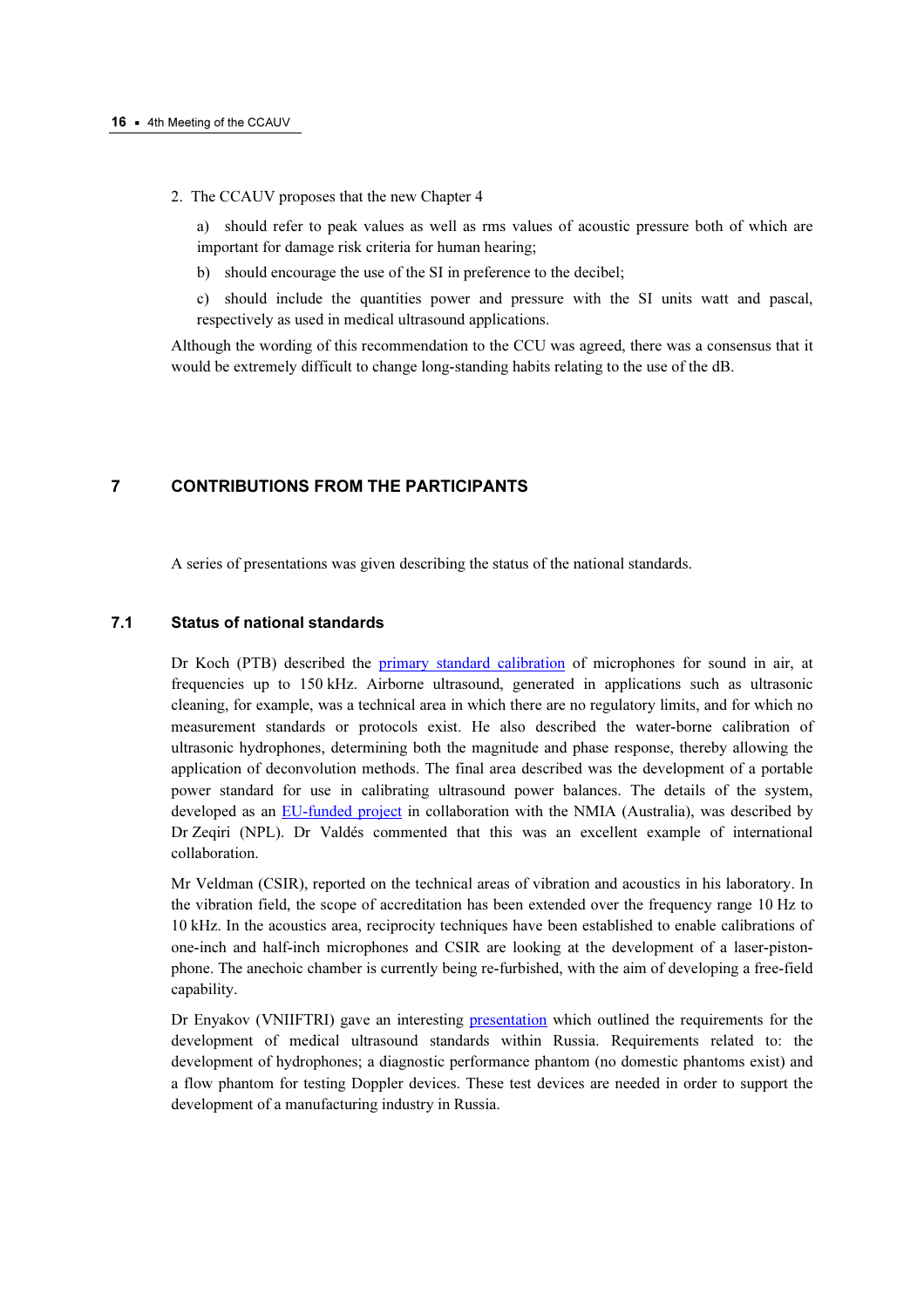2. The CCAUV proposes that the new Chapter 4

   a) should refer to peak values as well as rms values of acoustic pressure both of which are important for damage risk criteria for human hearing;

   b) should encourage the use of the SI in preference to the decibel;

   c) should include the quantities power and pressure with the SI units watt and pascal, respectively as used in medical ultrasound applications.

Although the wording of this recommendation to the CCU was agreed, there was a consensus that it would be extremely difficult to change long-standing habits relating to the use of the dB.

## 7 CONTRIBUTIONS FROM THE PARTICIPANTS

A series of presentations was given describing the status of the national standards.

### 7.1 Status of national standards

Dr Koch (PTB) described the primary standard calibration of microphones for sound in air, at frequencies up to 150 kHz. Airborne ultrasound, generated in applications such as ultrasonic cleaning, for example, was a technical area in which there are no regulatory limits, and for which no measurement standards or protocols exist. He also described the water-borne calibration of ultrasonic hydrophones, determining both the magnitude and phase response, thereby allowing the application of deconvolution methods. The final area described was the development of a portable power standard for use in calibrating ultrasound power balances. The details of the system, developed as an EU-funded project in collaboration with the NMIA (Australia), was described by Dr Zeqiri (NPL). Dr Valdés commented that this was an excellent example of international collaboration.

Mr Veldman (CSIR), reported on the technical areas of vibration and acoustics in his laboratory. In the vibration field, the scope of accreditation has been extended over the frequency range 10 Hz to 10 kHz. In the acoustics area, reciprocity techniques have been established to enable calibrations of one-inch and half-inch microphones and CSIR are looking at the development of a laser-piston-phone. The anechoic chamber is currently being re-furbished, with the aim of developing a free-field capability.

Dr Enyakov (VNIIFTRI) gave an interesting presentation which outlined the requirements for the development of medical ultrasound standards within Russia. Requirements related to: the development of hydrophones; a diagnostic performance phantom (no domestic phantoms exist) and a flow phantom for testing Doppler devices. These test devices are needed in order to support the development of a manufacturing industry in Russia.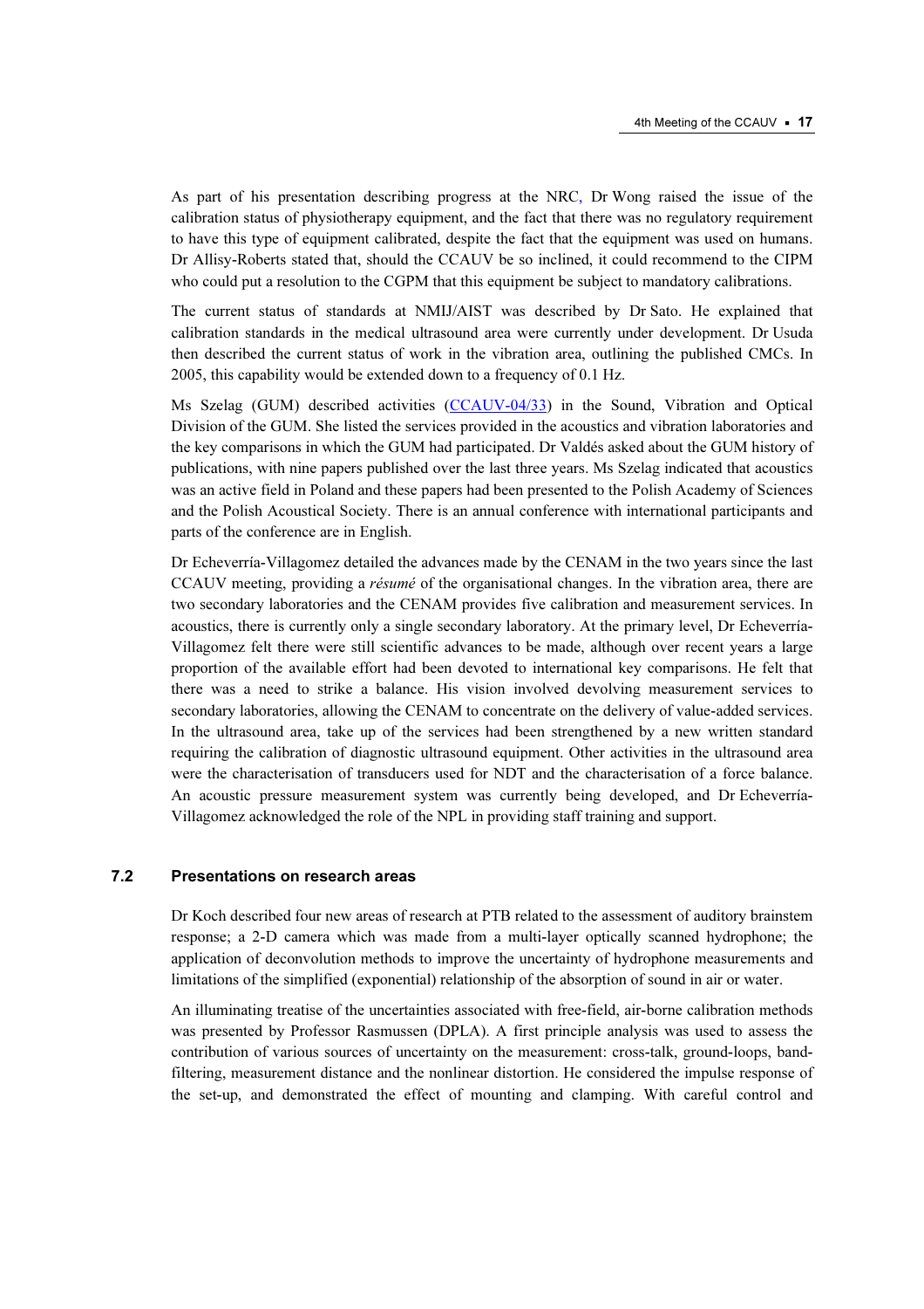As part of his presentation describing progress at the NRC, Dr Wong raised the issue of the calibration status of physiotherapy equipment, and the fact that there was no regulatory requirement to have this type of equipment calibrated, despite the fact that the equipment was used on humans. Dr Allisy-Roberts stated that, should the CCAUV be so inclined, it could recommend to the CIPM who could put a resolution to the CGPM that this equipment be subject to mandatory calibrations.

The current status of standards at NMIJ/AIST was described by Dr Sato. He explained that calibration standards in the medical ultrasound area were currently under development. Dr Usuda then described the current status of work in the vibration area, outlining the published CMCs. In 2005, this capability would be extended down to a frequency of 0.1 Hz.

Ms Szelag (GUM) described activities (CCAUV-04/33) in the Sound, Vibration and Optical Division of the GUM. She listed the services provided in the acoustics and vibration laboratories and the key comparisons in which the GUM had participated. Dr Valdés asked about the GUM history of publications, with nine papers published over the last three years. Ms Szelag indicated that acoustics was an active field in Poland and these papers had been presented to the Polish Academy of Sciences and the Polish Acoustical Society. There is an annual conference with international participants and parts of the conference are in English.

Dr Echeverría-Villagomez detailed the advances made by the CENAM in the two years since the last CCAUV meeting, providing a *résumé* of the organisational changes. In the vibration area, there are two secondary laboratories and the CENAM provides five calibration and measurement services. In acoustics, there is currently only a single secondary laboratory. At the primary level, Dr Echeverría-Villagomez felt there were still scientific advances to be made, although over recent years a large proportion of the available effort had been devoted to international key comparisons. He felt that there was a need to strike a balance. His vision involved devolving measurement services to secondary laboratories, allowing the CENAM to concentrate on the delivery of value-added services. In the ultrasound area, take up of the services had been strengthened by a new written standard requiring the calibration of diagnostic ultrasound equipment. Other activities in the ultrasound area were the characterisation of transducers used for NDT and the characterisation of a force balance. An acoustic pressure measurement system was currently being developed, and Dr Echeverría-Villagomez acknowledged the role of the NPL in providing staff training and support.

### 7.2 Presentations on research areas

Dr Koch described four new areas of research at PTB related to the assessment of auditory brainstem response; a 2-D camera which was made from a multi-layer optically scanned hydrophone; the application of deconvolution methods to improve the uncertainty of hydrophone measurements and limitations of the simplified (exponential) relationship of the absorption of sound in air or water.

An illuminating treatise of the uncertainties associated with free-field, air-borne calibration methods was presented by Professor Rasmussen (DPLA). A first principle analysis was used to assess the contribution of various sources of uncertainty on the measurement: cross-talk, ground-loops, band-filtering, measurement distance and the nonlinear distortion. He considered the impulse response of the set-up, and demonstrated the effect of mounting and clamping. With careful control and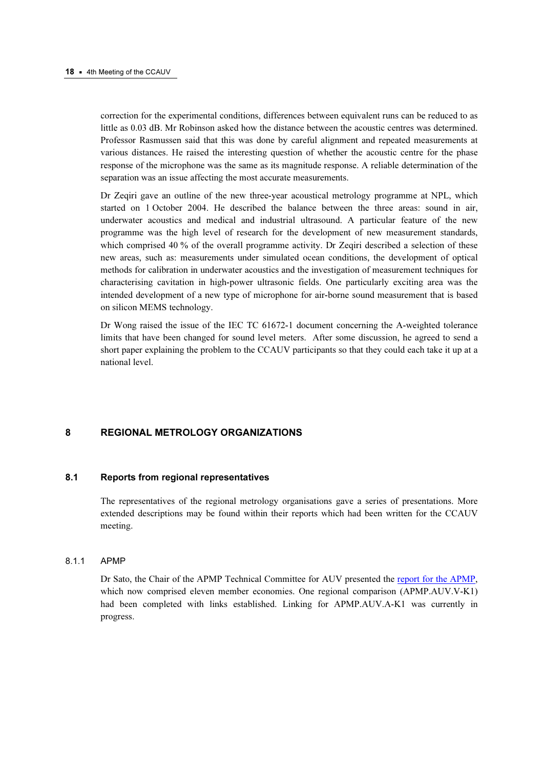correction for the experimental conditions, differences between equivalent runs can be reduced to as little as 0.03 dB. Mr Robinson asked how the distance between the acoustic centres was determined. Professor Rasmussen said that this was done by careful alignment and repeated measurements at various distances. He raised the interesting question of whether the acoustic centre for the phase response of the microphone was the same as its magnitude response. A reliable determination of the separation was an issue affecting the most accurate measurements.

Dr Zeqiri gave an outline of the new three-year acoustical metrology programme at NPL, which started on 1 October 2004. He described the balance between the three areas: sound in air, underwater acoustics and medical and industrial ultrasound. A particular feature of the new programme was the high level of research for the development of new measurement standards, which comprised 40 % of the overall programme activity. Dr Zeqiri described a selection of these new areas, such as: measurements under simulated ocean conditions, the development of optical methods for calibration in underwater acoustics and the investigation of measurement techniques for characterising cavitation in high-power ultrasonic fields. One particularly exciting area was the intended development of a new type of microphone for air-borne sound measurement that is based on silicon MEMS technology.

Dr Wong raised the issue of the IEC TC 61672-1 document concerning the A-weighted tolerance limits that have been changed for sound level meters. After some discussion, he agreed to send a short paper explaining the problem to the CCAUV participants so that they could each take it up at a national level.

# 8 REGIONAL METROLOGY ORGANIZATIONS

## 8.1 Reports from regional representatives

The representatives of the regional metrology organisations gave a series of presentations. More extended descriptions may be found within their reports which had been written for the CCAUV meeting.

### 8.1.1 APMP

Dr Sato, the Chair of the APMP Technical Committee for AUV presented the report for the APMP, which now comprised eleven member economies. One regional comparison (APMP.AUV.V-K1) had been completed with links established. Linking for APMP.AUV.A-K1 was currently in progress.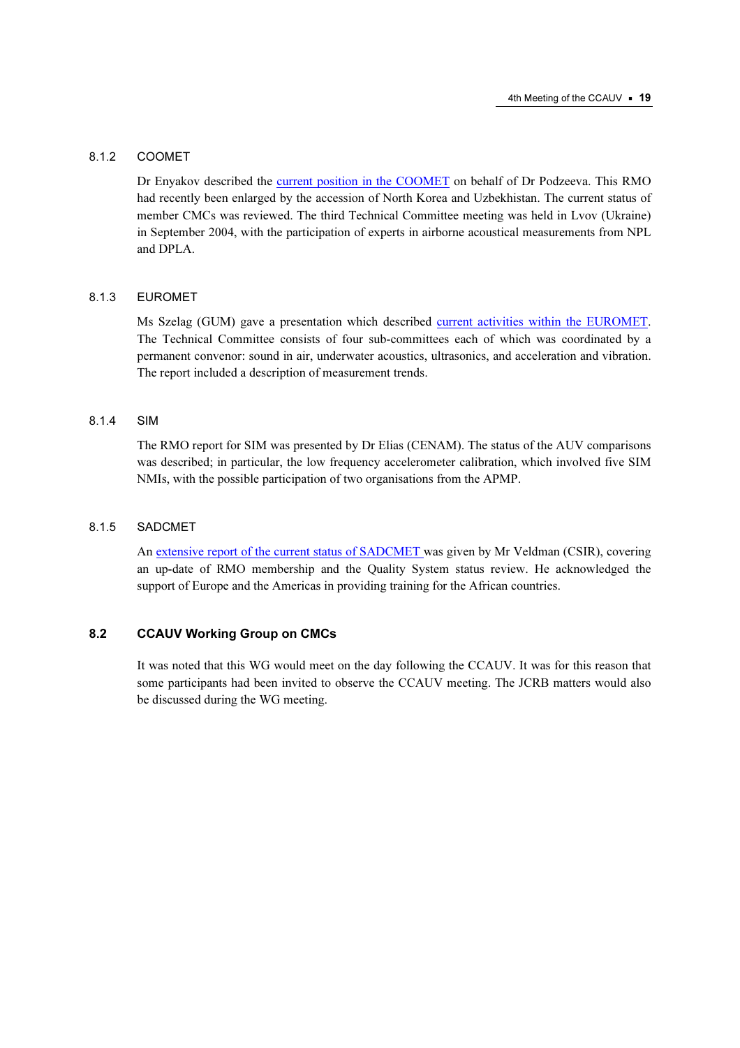#### 8.1.2 COOMET

Dr Enyakov described the current position in the COOMET on behalf of Dr Podzeeva. This RMO had recently been enlarged by the accession of North Korea and Uzbekhistan. The current status of member CMCs was reviewed. The third Technical Committee meeting was held in Lvov (Ukraine) in September 2004, with the participation of experts in airborne acoustical measurements from NPL and DPLA.

#### 8.1.3 EUROMET

Ms Szelag (GUM) gave a presentation which described current activities within the EUROMET. The Technical Committee consists of four sub-committees each of which was coordinated by a permanent convenor: sound in air, underwater acoustics, ultrasonics, and acceleration and vibration. The report included a description of measurement trends.

#### 8.1.4 SIM

The RMO report for SIM was presented by Dr Elias (CENAM). The status of the AUV comparisons was described; in particular, the low frequency accelerometer calibration, which involved five SIM NMIs, with the possible participation of two organisations from the APMP.

#### 8.1.5 SADCMET

An extensive report of the current status of SADCMET was given by Mr Veldman (CSIR), covering an up-date of RMO membership and the Quality System status review. He acknowledged the support of Europe and the Americas in providing training for the African countries.

### 8.2 CCAUV Working Group on CMCs

It was noted that this WG would meet on the day following the CCAUV. It was for this reason that some participants had been invited to observe the CCAUV meeting. The JCRB matters would also be discussed during the WG meeting.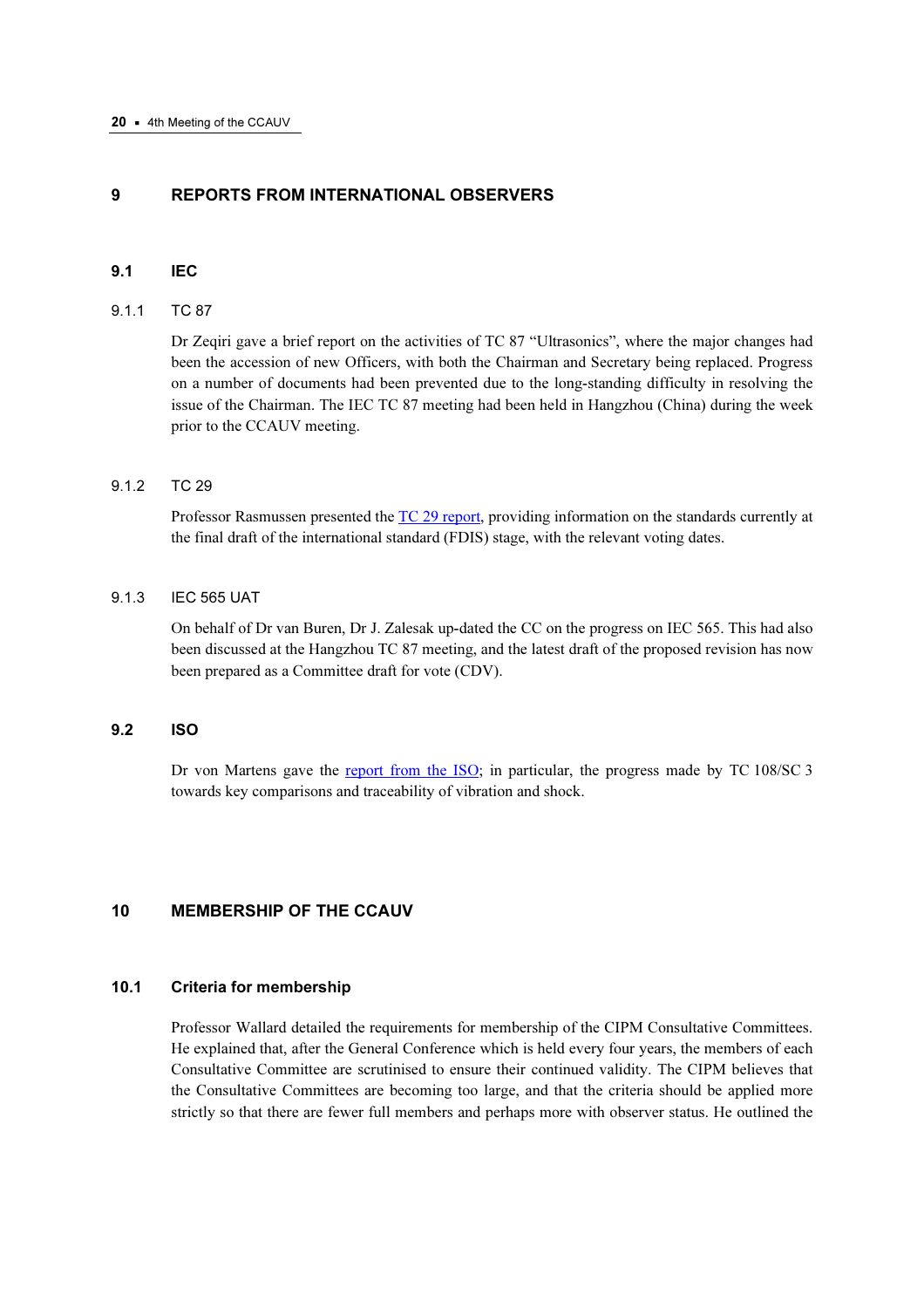## 9 REPORTS FROM INTERNATIONAL OBSERVERS

### 9.1 IEC

#### 9.1.1 TC 87

Dr Zeqiri gave a brief report on the activities of TC 87 “Ultrasonics”, where the major changes had been the accession of new Officers, with both the Chairman and Secretary being replaced. Progress on a number of documents had been prevented due to the long-standing difficulty in resolving the issue of the Chairman. The IEC TC 87 meeting had been held in Hangzhou (China) during the week prior to the CCAUV meeting.

#### 9.1.2 TC 29

Professor Rasmussen presented the TC 29 report, providing information on the standards currently at the final draft of the international standard (FDIS) stage, with the relevant voting dates.

#### 9.1.3 IEC 565 UAT

On behalf of Dr van Buren, Dr J. Zalesak up-dated the CC on the progress on IEC 565. This had also been discussed at the Hangzhou TC 87 meeting, and the latest draft of the proposed revision has now been prepared as a Committee draft for vote (CDV).

### 9.2 ISO

Dr von Martens gave the report from the ISO; in particular, the progress made by TC 108/SC 3 towards key comparisons and traceability of vibration and shock.

## 10 MEMBERSHIP OF THE CCAUV

### 10.1 Criteria for membership

Professor Wallard detailed the requirements for membership of the CIPM Consultative Committees. He explained that, after the General Conference which is held every four years, the members of each Consultative Committee are scrutinised to ensure their continued validity. The CIPM believes that the Consultative Committees are becoming too large, and that the criteria should be applied more strictly so that there are fewer full members and perhaps more with observer status. He outlined the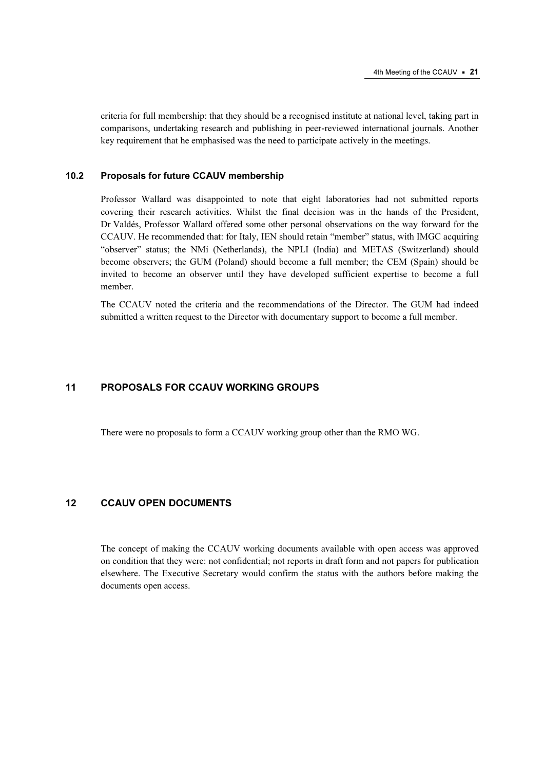criteria for full membership: that they should be a recognised institute at national level, taking part in comparisons, undertaking research and publishing in peer-reviewed international journals. Another key requirement that he emphasised was the need to participate actively in the meetings.

### 10.2 Proposals for future CCAUV membership

Professor Wallard was disappointed to note that eight laboratories had not submitted reports covering their research activities. Whilst the final decision was in the hands of the President, Dr Valdés, Professor Wallard offered some other personal observations on the way forward for the CCAUV. He recommended that: for Italy, IEN should retain "member" status, with IMGC acquiring "observer" status; the NMi (Netherlands), the NPLI (India) and METAS (Switzerland) should become observers; the GUM (Poland) should become a full member; the CEM (Spain) should be invited to become an observer until they have developed sufficient expertise to become a full member.

The CCAUV noted the criteria and the recommendations of the Director. The GUM had indeed submitted a written request to the Director with documentary support to become a full member.

## 11 PROPOSALS FOR CCAUV WORKING GROUPS

There were no proposals to form a CCAUV working group other than the RMO WG.

## 12 CCAUV OPEN DOCUMENTS

The concept of making the CCAUV working documents available with open access was approved on condition that they were: not confidential; not reports in draft form and not papers for publication elsewhere. The Executive Secretary would confirm the status with the authors before making the documents open access.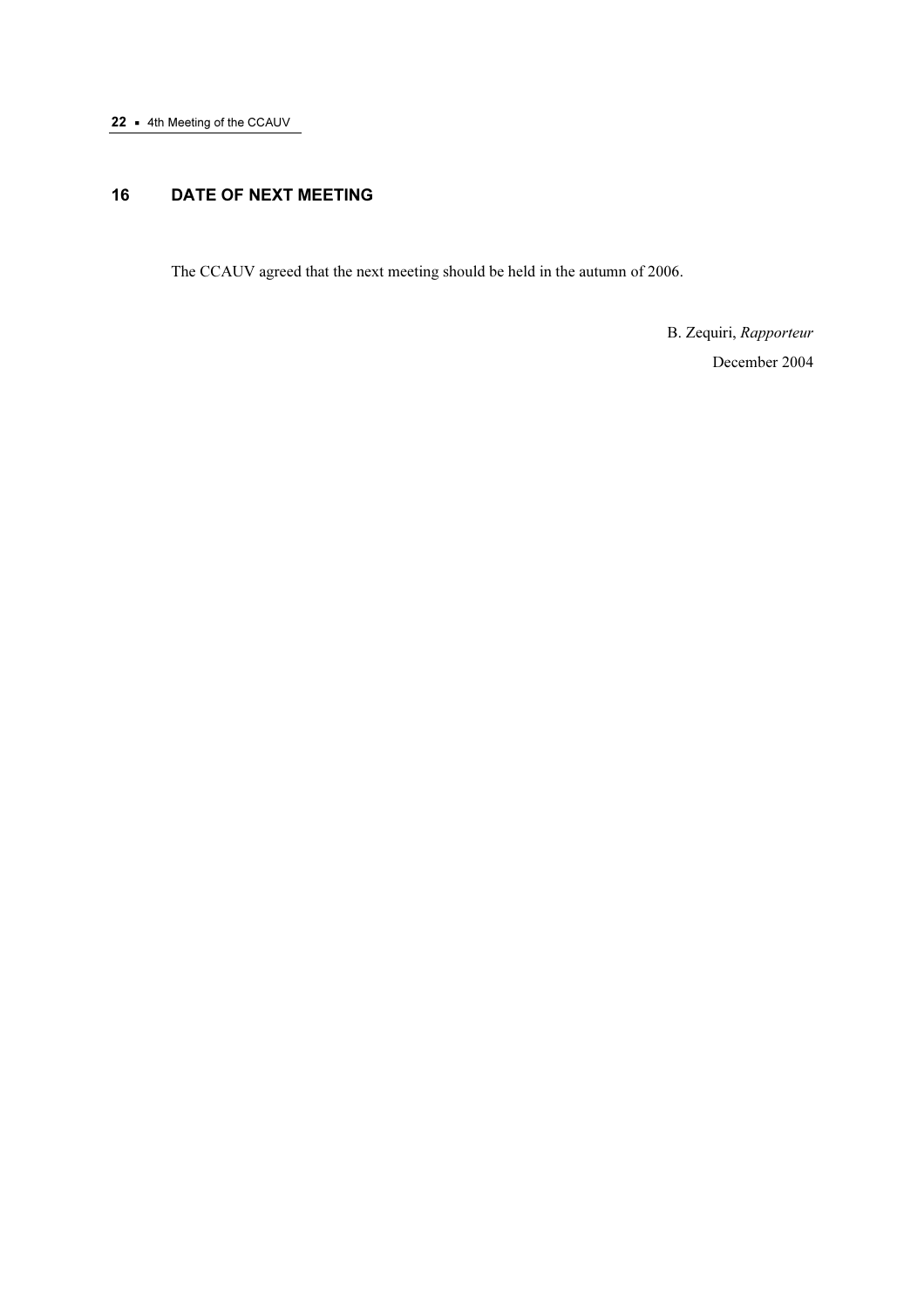## 16 DATE OF NEXT MEETING

The CCAUV agreed that the next meeting should be held in the autumn of 2006.

B. Zequiri, *Rapporteur*

December 2004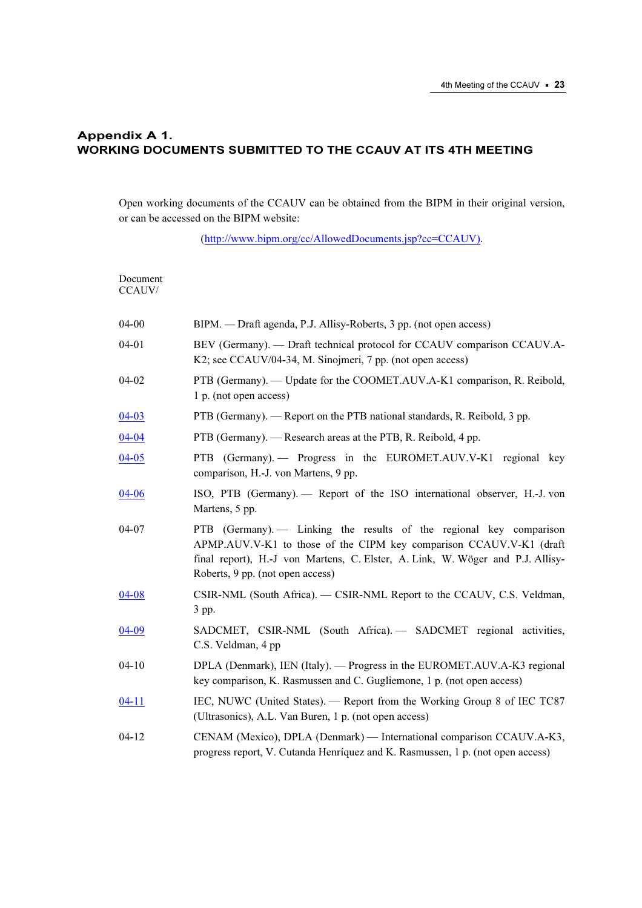## Appendix A 1.
## WORKING DOCUMENTS SUBMITTED TO THE CCAUV AT ITS 4TH MEETING

Open working documents of the CCAUV can be obtained from the BIPM in their original version, or can be accessed on the BIPM website:

(http://www.bipm.org/cc/AllowedDocuments.jsp?cc=CCAUV).

| Document CCAUV/ | |
|---|---|
| 04-00 | BIPM. — Draft agenda, P.J. Allisy-Roberts, 3 pp. (not open access) |
| 04-01 | BEV (Germany). — Draft technical protocol for CCAUV comparison CCAUV.A-K2; see CCAUV/04-34, M. Sinojmeri, 7 pp. (not open access) |
| 04-02 | PTB (Germany). — Update for the COOMET.AUV.A-K1 comparison, R. Reibold, 1 p. (not open access) |
| 04-03 | PTB (Germany). — Report on the PTB national standards, R. Reibold, 3 pp. |
| 04-04 | PTB (Germany). — Research areas at the PTB, R. Reibold, 4 pp. |
| 04-05 | PTB (Germany). — Progress in the EUROMET.AUV.V-K1 regional key comparison, H.-J. von Martens, 9 pp. |
| 04-06 | ISO, PTB (Germany). — Report of the ISO international observer, H.-J. von Martens, 5 pp. |
| 04-07 | PTB (Germany). — Linking the results of the regional key comparison APMP.AUV.V-K1 to those of the CIPM key comparison CCAUV.V-K1 (draft final report), H.-J von Martens, C. Elster, A. Link, W. Wöger and P.J. Allisy-Roberts, 9 pp. (not open access) |
| 04-08 | CSIR-NML (South Africa). — CSIR-NML Report to the CCAUV, C.S. Veldman, 3 pp. |
| 04-09 | SADCMET, CSIR-NML (South Africa). — SADCMET regional activities, C.S. Veldman, 4 pp |
| 04-10 | DPLA (Denmark), IEN (Italy). — Progress in the EUROMET.AUV.A-K3 regional key comparison, K. Rasmussen and C. Gugliemone, 1 p. (not open access) |
| 04-11 | IEC, NUWC (United States). — Report from the Working Group 8 of IEC TC87 (Ultrasonics), A.L. Van Buren, 1 p. (not open access) |
| 04-12 | CENAM (Mexico), DPLA (Denmark) — International comparison CCAUV.A-K3, progress report, V. Cutanda Henríquez and K. Rasmussen, 1 p. (not open access) |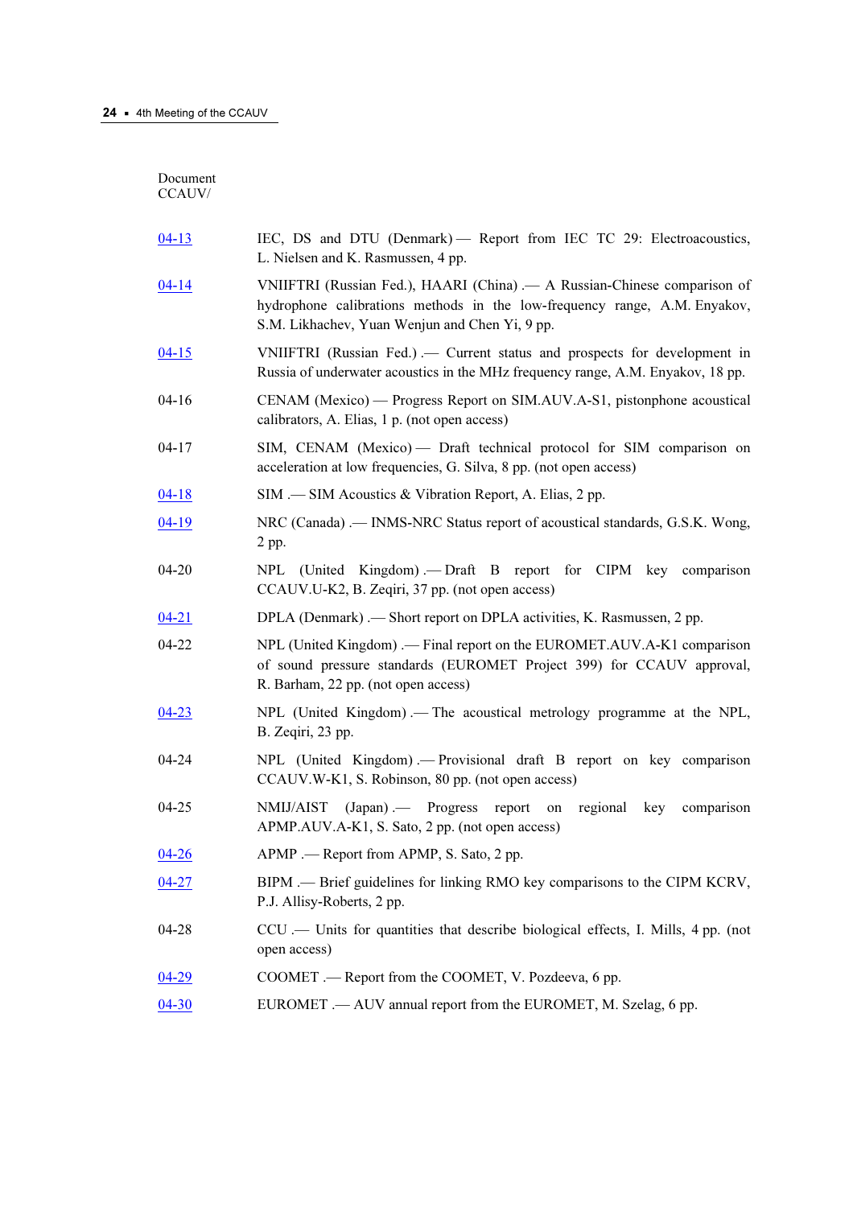| Document CCAUV/ | |
|---|---|
| 04-13 | IEC, DS and DTU (Denmark) — Report from IEC TC 29: Electroacoustics, L. Nielsen and K. Rasmussen, 4 pp. |
| 04-14 | VNIIFTRI (Russian Fed.), HAARI (China) .— A Russian-Chinese comparison of hydrophone calibrations methods in the low-frequency range, A.M. Enyakov, S.M. Likhachev, Yuan Wenjun and Chen Yi, 9 pp. |
| 04-15 | VNIIFTRI (Russian Fed.) .— Current status and prospects for development in Russia of underwater acoustics in the MHz frequency range, A.M. Enyakov, 18 pp. |
| 04-16 | CENAM (Mexico) — Progress Report on SIM.AUV.A-S1, pistonphone acoustical calibrators, A. Elias, 1 p. (not open access) |
| 04-17 | SIM, CENAM (Mexico) — Draft technical protocol for SIM comparison on acceleration at low frequencies, G. Silva, 8 pp. (not open access) |
| 04-18 | SIM .— SIM Acoustics & Vibration Report, A. Elias, 2 pp. |
| 04-19 | NRC (Canada) .— INMS-NRC Status report of acoustical standards, G.S.K. Wong, 2 pp. |
| 04-20 | NPL (United Kingdom) .— Draft B report for CIPM key comparison CCAUV.U-K2, B. Zeqiri, 37 pp. (not open access) |
| 04-21 | DPLA (Denmark) .— Short report on DPLA activities, K. Rasmussen, 2 pp. |
| 04-22 | NPL (United Kingdom) .— Final report on the EUROMET.AUV.A-K1 comparison of sound pressure standards (EUROMET Project 399) for CCAUV approval, R. Barham, 22 pp. (not open access) |
| 04-23 | NPL (United Kingdom) .— The acoustical metrology programme at the NPL, B. Zeqiri, 23 pp. |
| 04-24 | NPL (United Kingdom) .— Provisional draft B report on key comparison CCAUV.W-K1, S. Robinson, 80 pp. (not open access) |
| 04-25 | NMIJ/AIST (Japan) .— Progress report on regional key comparison APMP.AUV.A-K1, S. Sato, 2 pp. (not open access) |
| 04-26 | APMP .— Report from APMP, S. Sato, 2 pp. |
| 04-27 | BIPM .— Brief guidelines for linking RMO key comparisons to the CIPM KCRV, P.J. Allisy-Roberts, 2 pp. |
| 04-28 | CCU .— Units for quantities that describe biological effects, I. Mills, 4 pp. (not open access) |
| 04-29 | COOMET .— Report from the COOMET, V. Pozdeeva, 6 pp. |
| 04-30 | EUROMET .— AUV annual report from the EUROMET, M. Szelag, 6 pp. |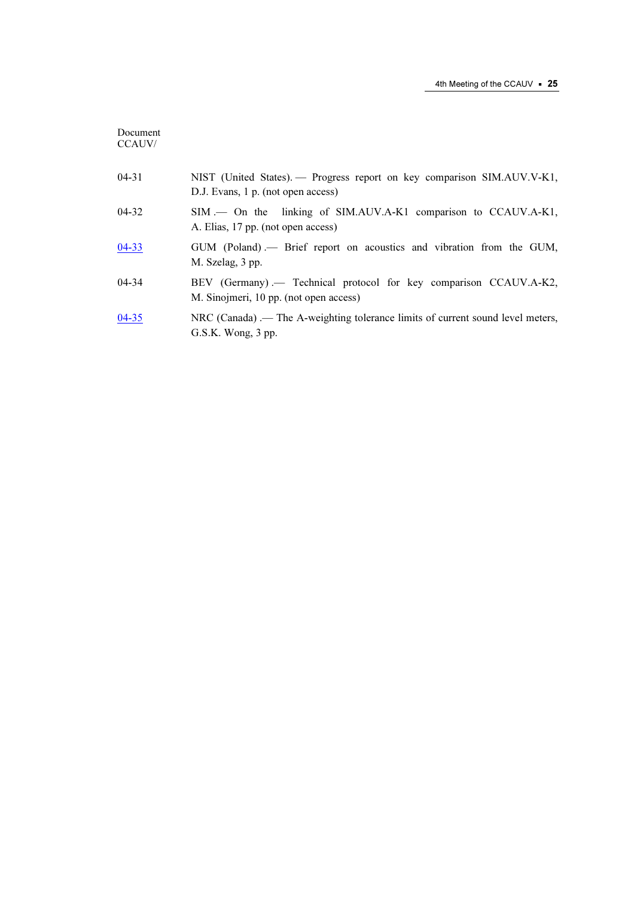Document CCAUV/

| | |
|---|---|
| 04-31 | NIST (United States). — Progress report on key comparison SIM.AUV.V-K1, D.J. Evans, 1 p. (not open access) |
| 04-32 | SIM .— On the linking of SIM.AUV.A-K1 comparison to CCAUV.A-K1, A. Elias, 17 pp. (not open access) |
| 04-33 | GUM (Poland) .— Brief report on acoustics and vibration from the GUM, M. Szelag, 3 pp. |
| 04-34 | BEV (Germany) .— Technical protocol for key comparison CCAUV.A-K2, M. Sinojmeri, 10 pp. (not open access) |
| 04-35 | NRC (Canada) .— The A-weighting tolerance limits of current sound level meters, G.S.K. Wong, 3 pp. |